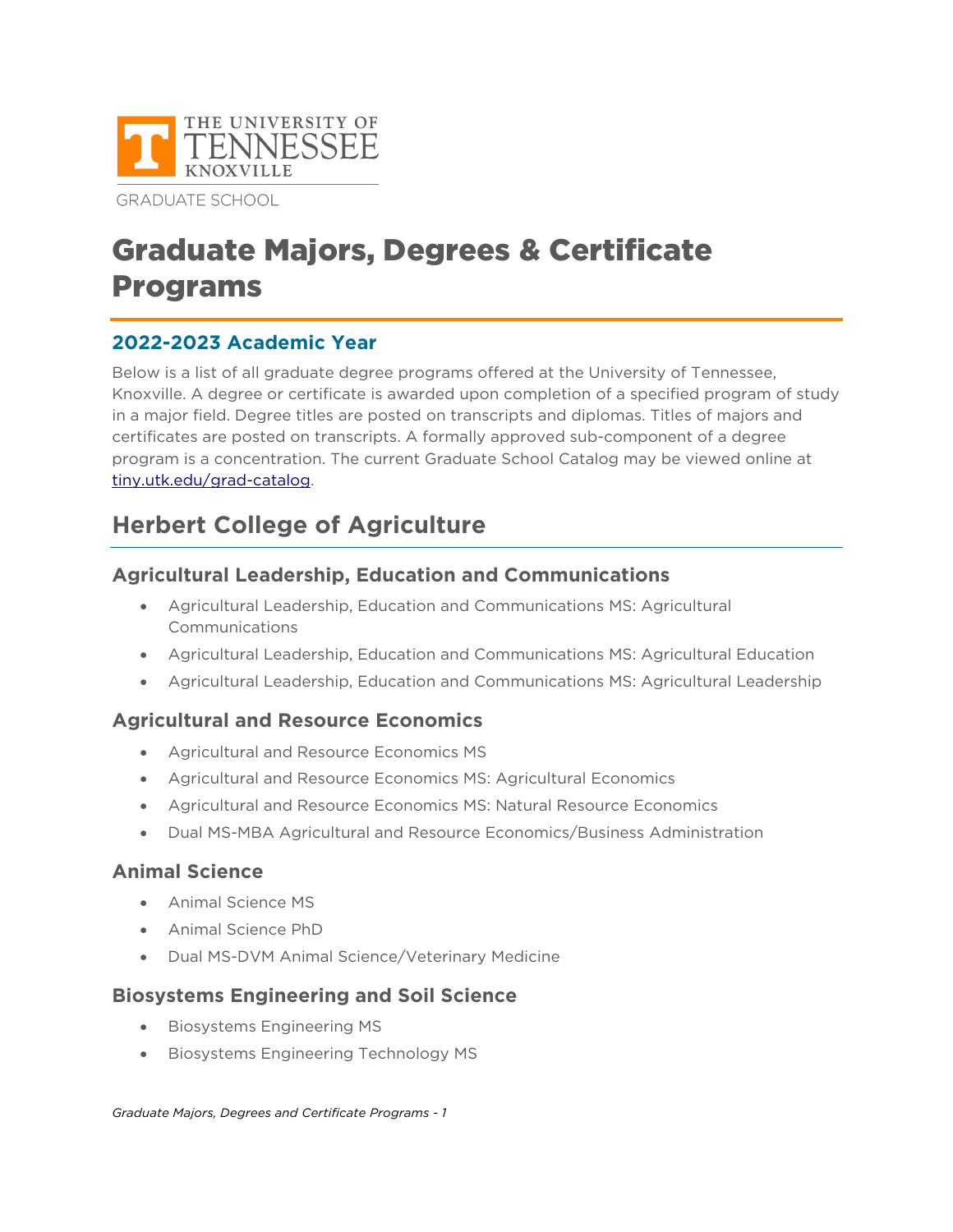THE UNIVERSITY OF TENNESSEE KNOXVILLE

GRADUATE SCHOOL

# Graduate Majors, Degrees & Certificate Programs

### 2022-2023 Academic Year

Below is a list of all graduate degree programs offered at the University of Tennessee, Knoxville. A degree or certificate is awarded upon completion of a specified program of study in a major field. Degree titles are posted on transcripts and diplomas. Titles of majors and certificates are posted on transcripts. A formally approved sub-component of a degree program is a concentration. The current Graduate School Catalog may be viewed online at [tiny.utk.edu/grad-catalog](tiny.utk.edu/grad-catalog).

## Herbert College of Agriculture

### Agricultural Leadership, Education and Communications

- Agricultural Leadership, Education and Communications MS: Agricultural Communications
- Agricultural Leadership, Education and Communications MS: Agricultural Education
- Agricultural Leadership, Education and Communications MS: Agricultural Leadership

### Agricultural and Resource Economics

- Agricultural and Resource Economics MS
- Agricultural and Resource Economics MS: Agricultural Economics
- Agricultural and Resource Economics MS: Natural Resource Economics
- Dual MS-MBA Agricultural and Resource Economics/Business Administration

### Animal Science

- Animal Science MS
- Animal Science PhD
- Dual MS-DVM Animal Science/Veterinary Medicine

### Biosystems Engineering and Soil Science

- Biosystems Engineering MS
- Biosystems Engineering Technology MS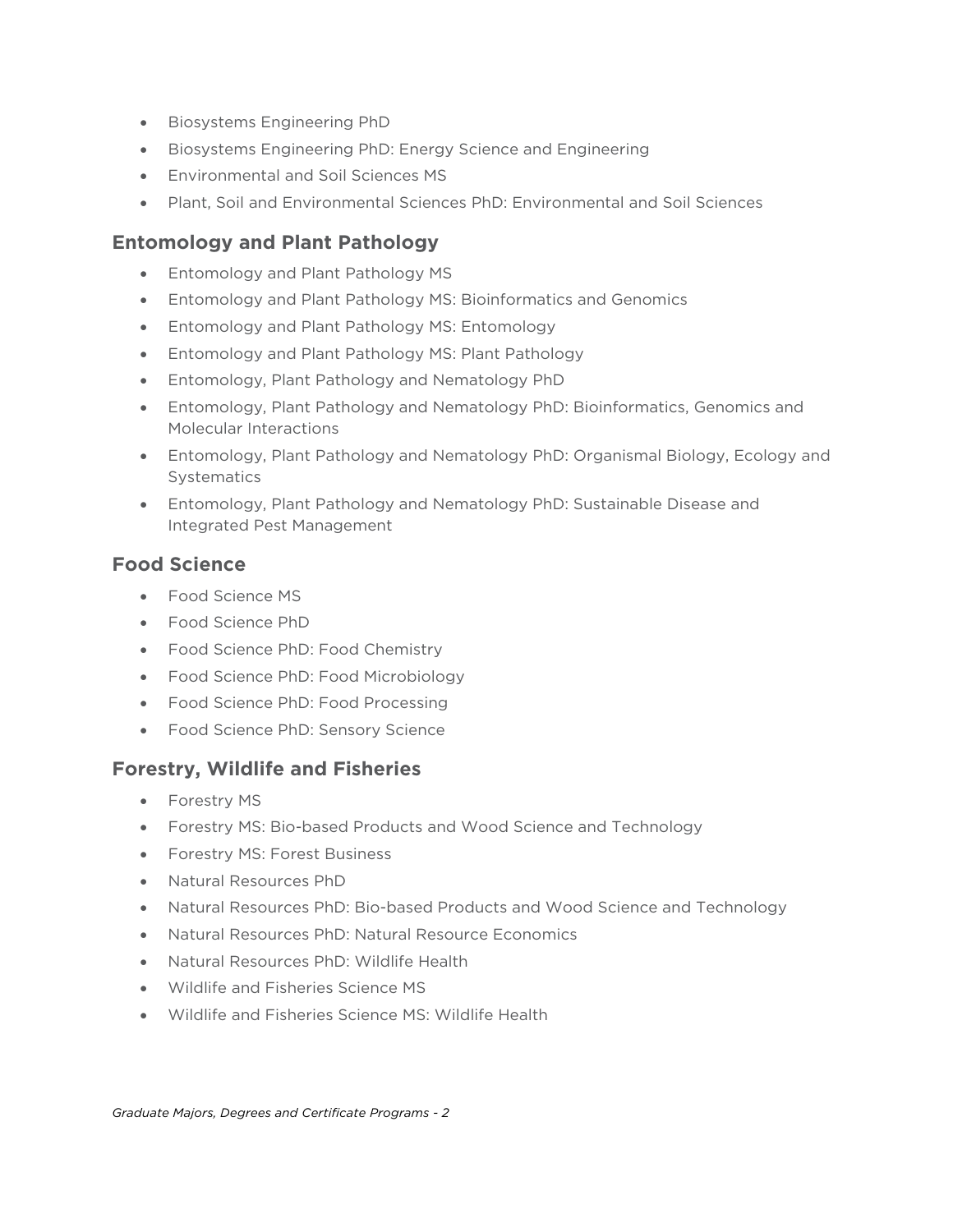- Biosystems Engineering PhD
- Biosystems Engineering PhD: Energy Science and Engineering
- Environmental and Soil Sciences MS
- Plant, Soil and Environmental Sciences PhD: Environmental and Soil Sciences

### Entomology and Plant Pathology

- Entomology and Plant Pathology MS
- Entomology and Plant Pathology MS: Bioinformatics and Genomics
- Entomology and Plant Pathology MS: Entomology
- Entomology and Plant Pathology MS: Plant Pathology
- Entomology, Plant Pathology and Nematology PhD
- Entomology, Plant Pathology and Nematology PhD: Bioinformatics, Genomics and Molecular Interactions
- Entomology, Plant Pathology and Nematology PhD: Organismal Biology, Ecology and Systematics
- Entomology, Plant Pathology and Nematology PhD: Sustainable Disease and Integrated Pest Management

### Food Science

- Food Science MS
- Food Science PhD
- Food Science PhD: Food Chemistry
- Food Science PhD: Food Microbiology
- Food Science PhD: Food Processing
- Food Science PhD: Sensory Science

### Forestry, Wildlife and Fisheries

- Forestry MS
- Forestry MS: Bio-based Products and Wood Science and Technology
- Forestry MS: Forest Business
- Natural Resources PhD
- Natural Resources PhD: Bio-based Products and Wood Science and Technology
- Natural Resources PhD: Natural Resource Economics
- Natural Resources PhD: Wildlife Health
- Wildlife and Fisheries Science MS
- Wildlife and Fisheries Science MS: Wildlife Health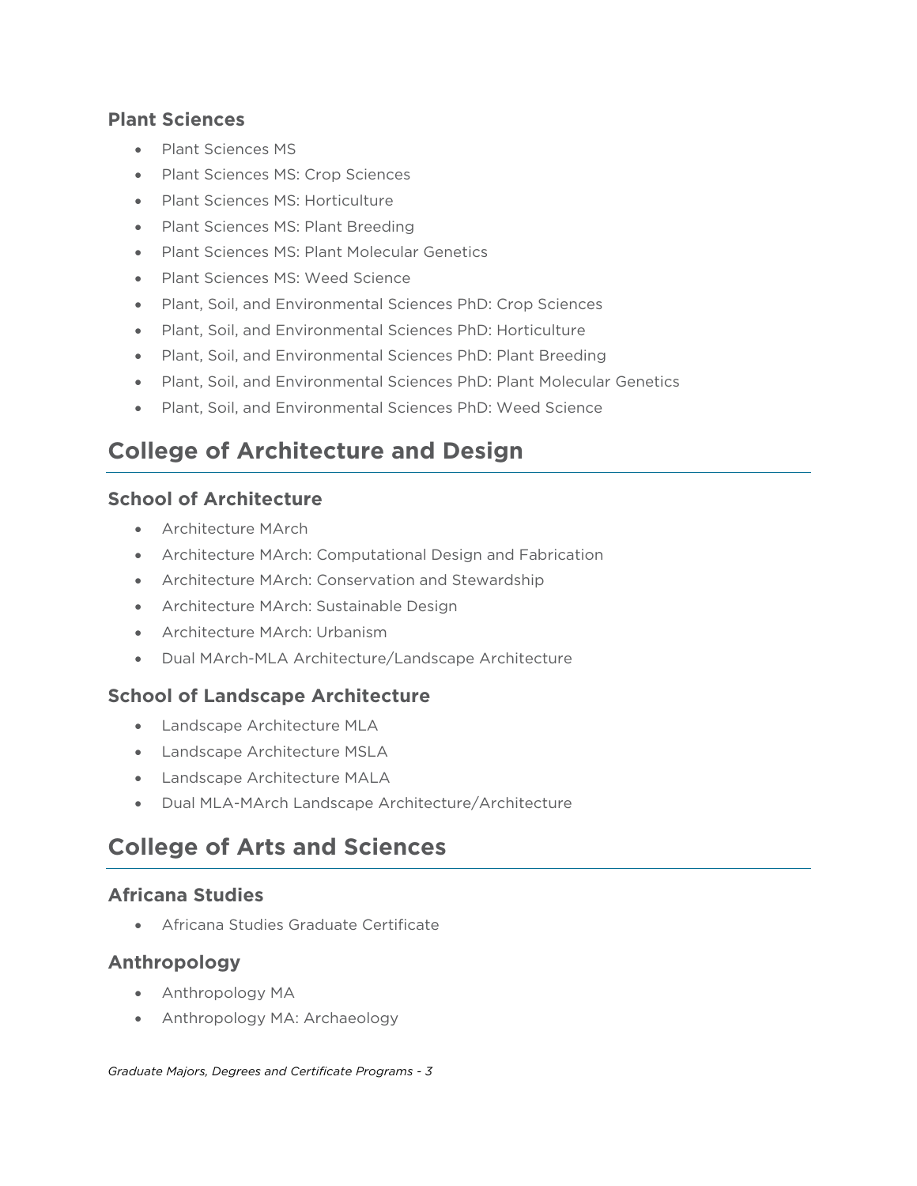### Plant Sciences

- Plant Sciences MS
- Plant Sciences MS: Crop Sciences
- Plant Sciences MS: Horticulture
- Plant Sciences MS: Plant Breeding
- Plant Sciences MS: Plant Molecular Genetics
- Plant Sciences MS: Weed Science
- Plant, Soil, and Environmental Sciences PhD: Crop Sciences
- Plant, Soil, and Environmental Sciences PhD: Horticulture
- Plant, Soil, and Environmental Sciences PhD: Plant Breeding
- Plant, Soil, and Environmental Sciences PhD: Plant Molecular Genetics
- Plant, Soil, and Environmental Sciences PhD: Weed Science

## College of Architecture and Design

### School of Architecture

- Architecture MArch
- Architecture MArch: Computational Design and Fabrication
- Architecture MArch: Conservation and Stewardship
- Architecture MArch: Sustainable Design
- Architecture MArch: Urbanism
- Dual MArch-MLA Architecture/Landscape Architecture

### School of Landscape Architecture

- Landscape Architecture MLA
- Landscape Architecture MSLA
- Landscape Architecture MALA
- Dual MLA-MArch Landscape Architecture/Architecture

## College of Arts and Sciences

### Africana Studies

- Africana Studies Graduate Certificate

### Anthropology

- Anthropology MA
- Anthropology MA: Archaeology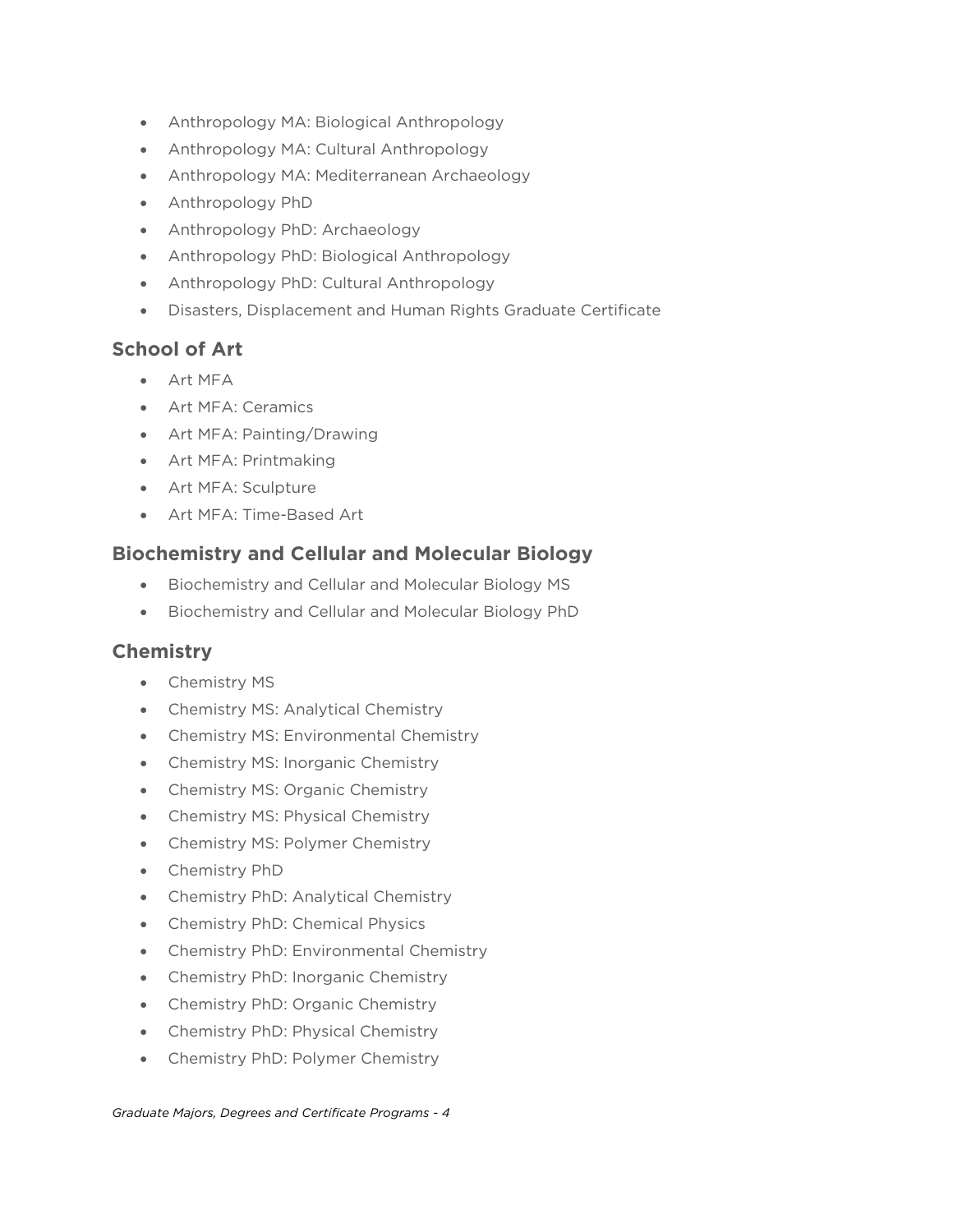- Anthropology MA: Biological Anthropology
- Anthropology MA: Cultural Anthropology
- Anthropology MA: Mediterranean Archaeology
- Anthropology PhD
- Anthropology PhD: Archaeology
- Anthropology PhD: Biological Anthropology
- Anthropology PhD: Cultural Anthropology
- Disasters, Displacement and Human Rights Graduate Certificate

## School of Art

- Art MFA
- Art MFA: Ceramics
- Art MFA: Painting/Drawing
- Art MFA: Printmaking
- Art MFA: Sculpture
- Art MFA: Time-Based Art

## Biochemistry and Cellular and Molecular Biology

- Biochemistry and Cellular and Molecular Biology MS
- Biochemistry and Cellular and Molecular Biology PhD

## Chemistry

- Chemistry MS
- Chemistry MS: Analytical Chemistry
- Chemistry MS: Environmental Chemistry
- Chemistry MS: Inorganic Chemistry
- Chemistry MS: Organic Chemistry
- Chemistry MS: Physical Chemistry
- Chemistry MS: Polymer Chemistry
- Chemistry PhD
- Chemistry PhD: Analytical Chemistry
- Chemistry PhD: Chemical Physics
- Chemistry PhD: Environmental Chemistry
- Chemistry PhD: Inorganic Chemistry
- Chemistry PhD: Organic Chemistry
- Chemistry PhD: Physical Chemistry
- Chemistry PhD: Polymer Chemistry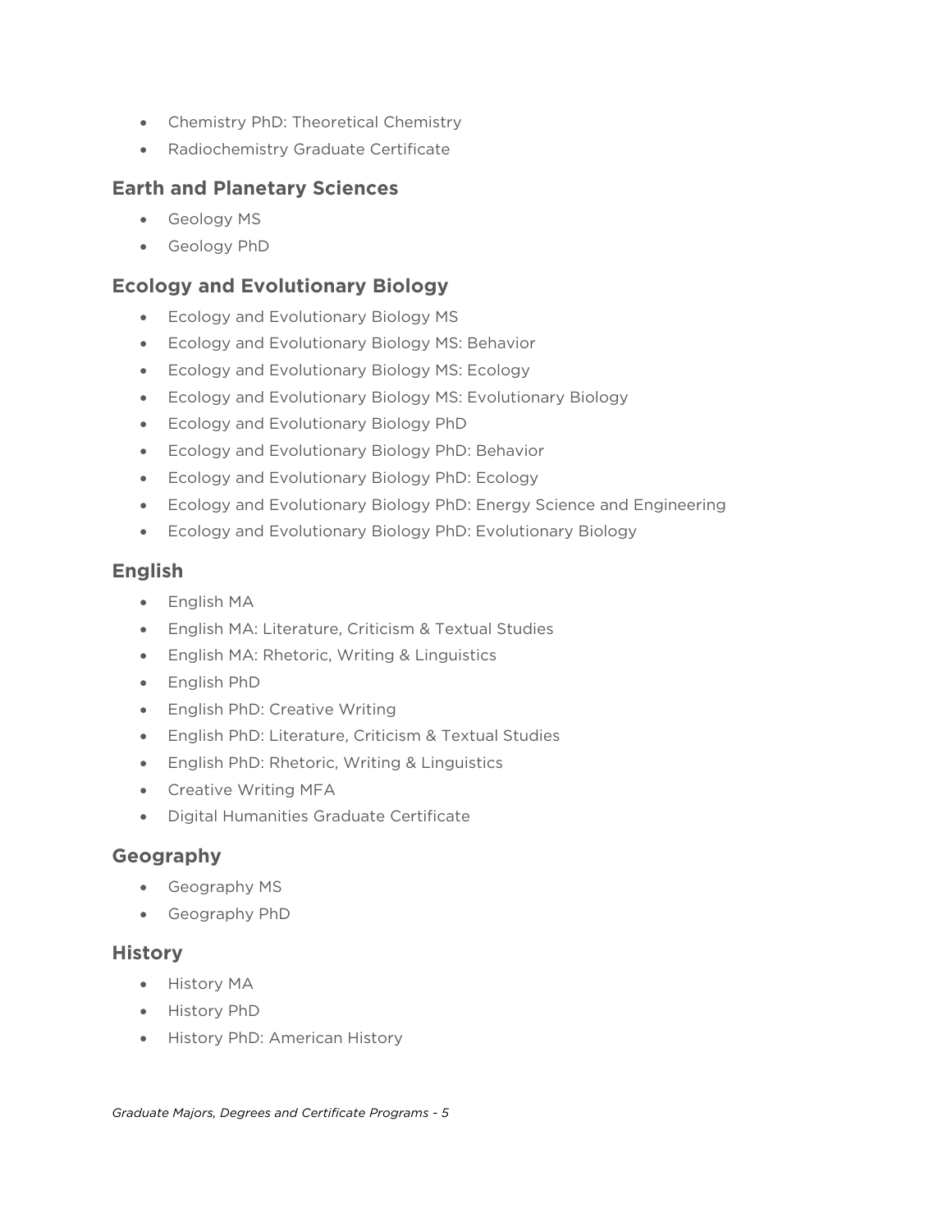- Chemistry PhD: Theoretical Chemistry
- Radiochemistry Graduate Certificate

### Earth and Planetary Sciences

- Geology MS
- Geology PhD

### Ecology and Evolutionary Biology

- Ecology and Evolutionary Biology MS
- Ecology and Evolutionary Biology MS: Behavior
- Ecology and Evolutionary Biology MS: Ecology
- Ecology and Evolutionary Biology MS: Evolutionary Biology
- Ecology and Evolutionary Biology PhD
- Ecology and Evolutionary Biology PhD: Behavior
- Ecology and Evolutionary Biology PhD: Ecology
- Ecology and Evolutionary Biology PhD: Energy Science and Engineering
- Ecology and Evolutionary Biology PhD: Evolutionary Biology

### English

- English MA
- English MA: Literature, Criticism & Textual Studies
- English MA: Rhetoric, Writing & Linguistics
- English PhD
- English PhD: Creative Writing
- English PhD: Literature, Criticism & Textual Studies
- English PhD: Rhetoric, Writing & Linguistics
- Creative Writing MFA
- Digital Humanities Graduate Certificate

### Geography

- Geography MS
- Geography PhD

### History

- History MA
- History PhD
- History PhD: American History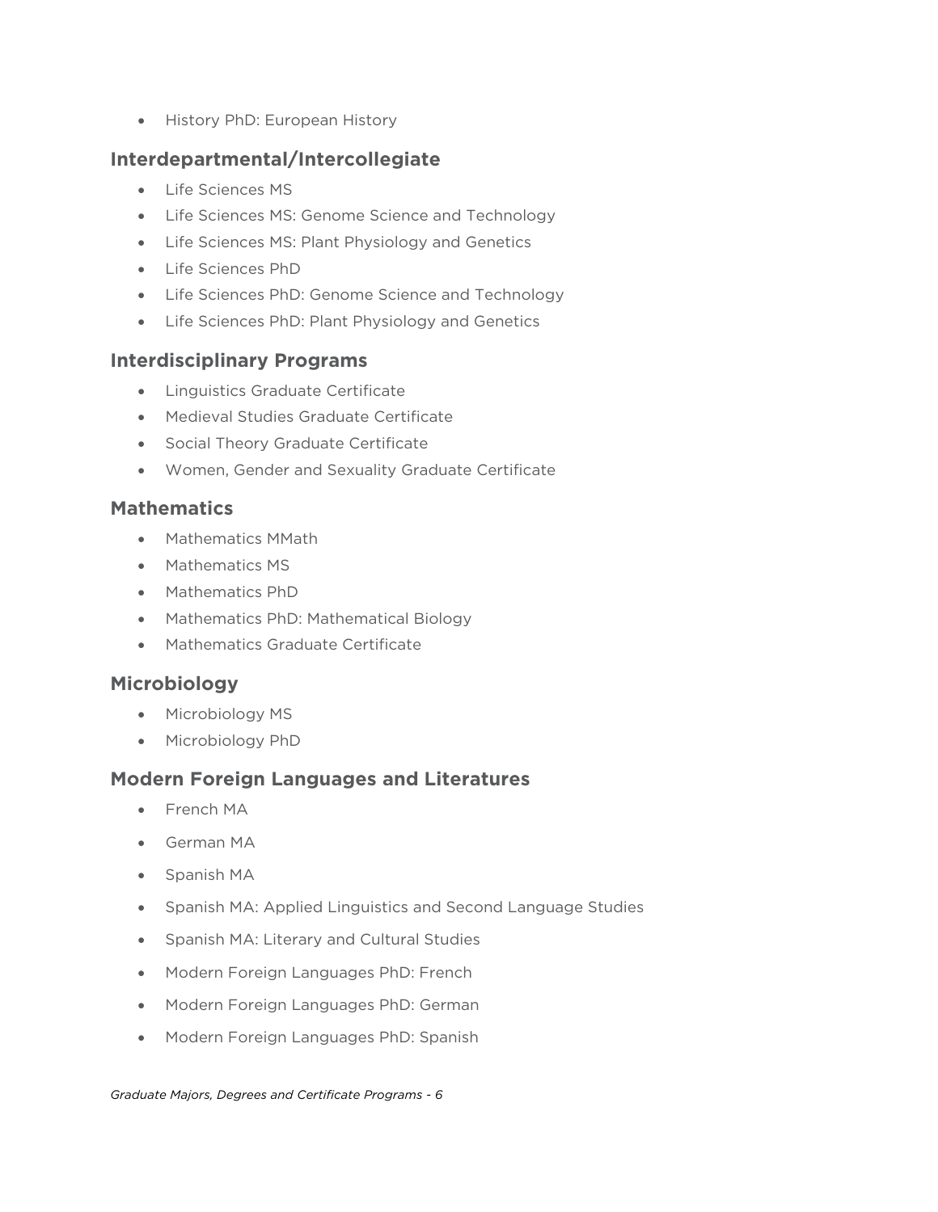- History PhD: European History

## Interdepartmental/Intercollegiate

- Life Sciences MS
- Life Sciences MS: Genome Science and Technology
- Life Sciences MS: Plant Physiology and Genetics
- Life Sciences PhD
- Life Sciences PhD: Genome Science and Technology
- Life Sciences PhD: Plant Physiology and Genetics

## Interdisciplinary Programs

- Linguistics Graduate Certificate
- Medieval Studies Graduate Certificate
- Social Theory Graduate Certificate
- Women, Gender and Sexuality Graduate Certificate

## Mathematics

- Mathematics MMath
- Mathematics MS
- Mathematics PhD
- Mathematics PhD: Mathematical Biology
- Mathematics Graduate Certificate

## Microbiology

- Microbiology MS
- Microbiology PhD

## Modern Foreign Languages and Literatures

- French MA
- German MA
- Spanish MA
- Spanish MA: Applied Linguistics and Second Language Studies
- Spanish MA: Literary and Cultural Studies
- Modern Foreign Languages PhD: French
- Modern Foreign Languages PhD: German
- Modern Foreign Languages PhD: Spanish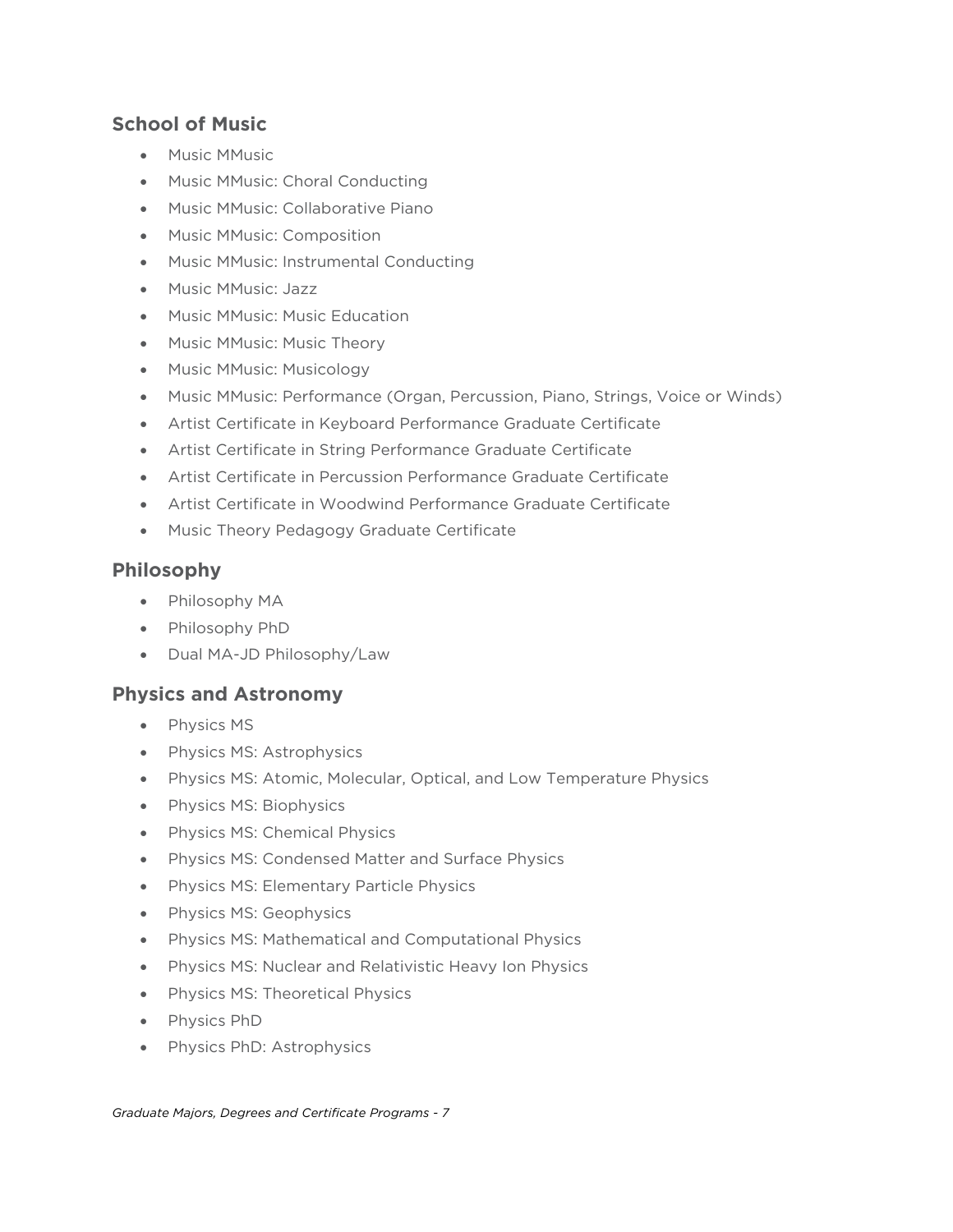## School of Music

- Music MMusic
- Music MMusic: Choral Conducting
- Music MMusic: Collaborative Piano
- Music MMusic: Composition
- Music MMusic: Instrumental Conducting
- Music MMusic: Jazz
- Music MMusic: Music Education
- Music MMusic: Music Theory
- Music MMusic: Musicology
- Music MMusic: Performance (Organ, Percussion, Piano, Strings, Voice or Winds)
- Artist Certificate in Keyboard Performance Graduate Certificate
- Artist Certificate in String Performance Graduate Certificate
- Artist Certificate in Percussion Performance Graduate Certificate
- Artist Certificate in Woodwind Performance Graduate Certificate
- Music Theory Pedagogy Graduate Certificate

## Philosophy

- Philosophy MA
- Philosophy PhD
- Dual MA-JD Philosophy/Law

## Physics and Astronomy

- Physics MS
- Physics MS: Astrophysics
- Physics MS: Atomic, Molecular, Optical, and Low Temperature Physics
- Physics MS: Biophysics
- Physics MS: Chemical Physics
- Physics MS: Condensed Matter and Surface Physics
- Physics MS: Elementary Particle Physics
- Physics MS: Geophysics
- Physics MS: Mathematical and Computational Physics
- Physics MS: Nuclear and Relativistic Heavy Ion Physics
- Physics MS: Theoretical Physics
- Physics PhD
- Physics PhD: Astrophysics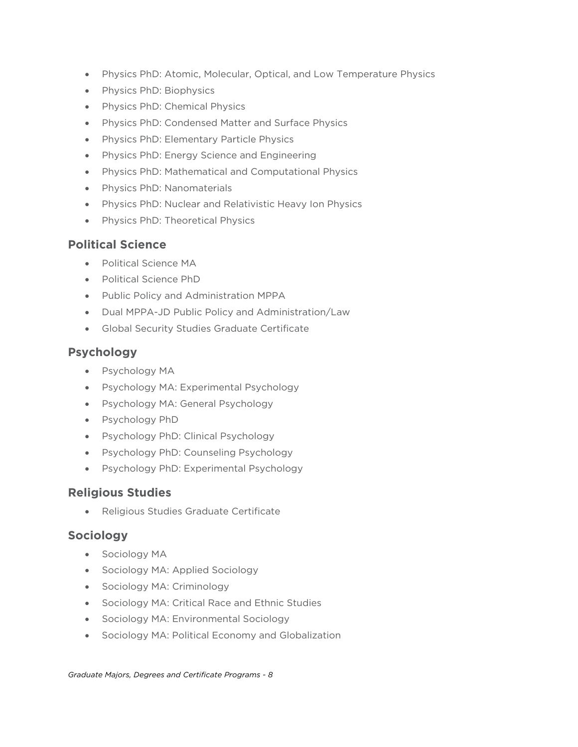- Physics PhD: Atomic, Molecular, Optical, and Low Temperature Physics
- Physics PhD: Biophysics
- Physics PhD: Chemical Physics
- Physics PhD: Condensed Matter and Surface Physics
- Physics PhD: Elementary Particle Physics
- Physics PhD: Energy Science and Engineering
- Physics PhD: Mathematical and Computational Physics
- Physics PhD: Nanomaterials
- Physics PhD: Nuclear and Relativistic Heavy Ion Physics
- Physics PhD: Theoretical Physics

### Political Science

- Political Science MA
- Political Science PhD
- Public Policy and Administration MPPA
- Dual MPPA-JD Public Policy and Administration/Law
- Global Security Studies Graduate Certificate

### Psychology

- Psychology MA
- Psychology MA: Experimental Psychology
- Psychology MA: General Psychology
- Psychology PhD
- Psychology PhD: Clinical Psychology
- Psychology PhD: Counseling Psychology
- Psychology PhD: Experimental Psychology

### Religious Studies

- Religious Studies Graduate Certificate

### Sociology

- Sociology MA
- Sociology MA: Applied Sociology
- Sociology MA: Criminology
- Sociology MA: Critical Race and Ethnic Studies
- Sociology MA: Environmental Sociology
- Sociology MA: Political Economy and Globalization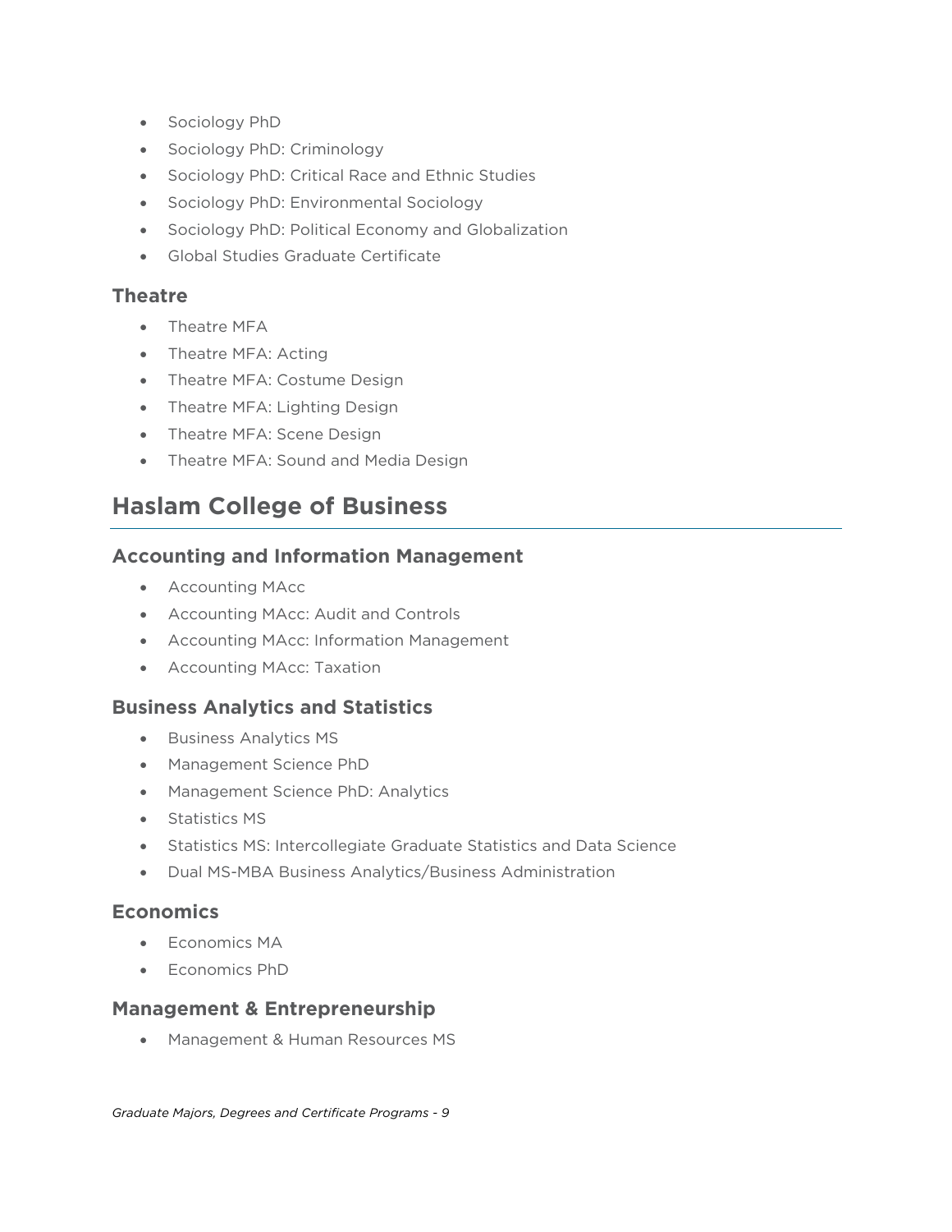- Sociology PhD
- Sociology PhD: Criminology
- Sociology PhD: Critical Race and Ethnic Studies
- Sociology PhD: Environmental Sociology
- Sociology PhD: Political Economy and Globalization
- Global Studies Graduate Certificate

### Theatre

- Theatre MFA
- Theatre MFA: Acting
- Theatre MFA: Costume Design
- Theatre MFA: Lighting Design
- Theatre MFA: Scene Design
- Theatre MFA: Sound and Media Design

## Haslam College of Business

### Accounting and Information Management

- Accounting MAcc
- Accounting MAcc: Audit and Controls
- Accounting MAcc: Information Management
- Accounting MAcc: Taxation

### Business Analytics and Statistics

- Business Analytics MS
- Management Science PhD
- Management Science PhD: Analytics
- Statistics MS
- Statistics MS: Intercollegiate Graduate Statistics and Data Science
- Dual MS-MBA Business Analytics/Business Administration

### Economics

- Economics MA
- Economics PhD

### Management & Entrepreneurship

- Management & Human Resources MS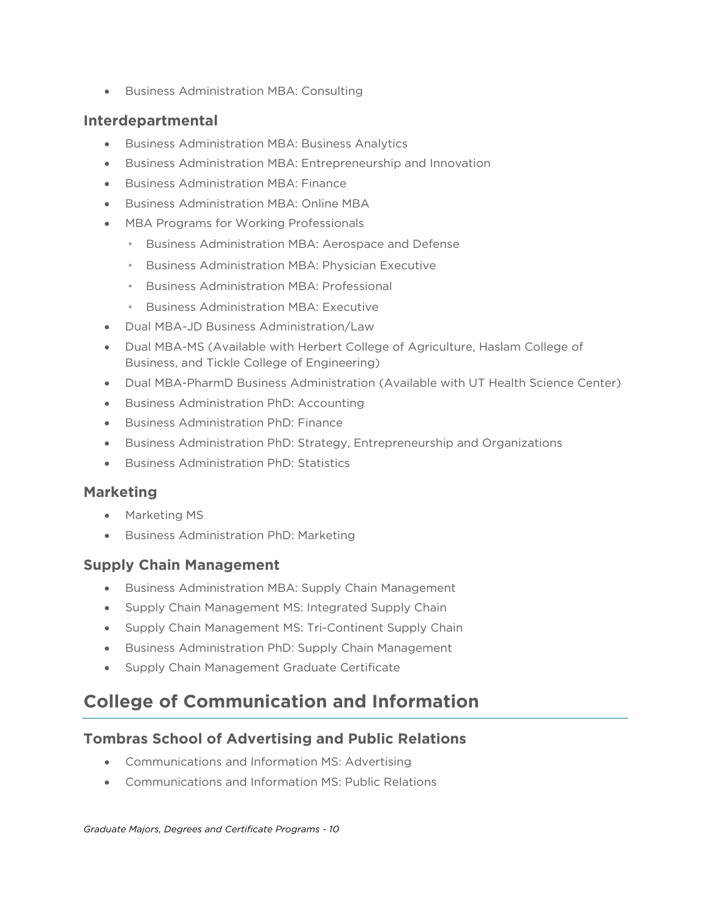- Business Administration MBA: Consulting

### Interdepartmental

- Business Administration MBA: Business Analytics
- Business Administration MBA: Entrepreneurship and Innovation
- Business Administration MBA: Finance
- Business Administration MBA: Online MBA
- MBA Programs for Working Professionals
  - Business Administration MBA: Aerospace and Defense
  - Business Administration MBA: Physician Executive
  - Business Administration MBA: Professional
  - Business Administration MBA: Executive
- Dual MBA-JD Business Administration/Law
- Dual MBA-MS (Available with Herbert College of Agriculture, Haslam College of Business, and Tickle College of Engineering)
- Dual MBA-PharmD Business Administration (Available with UT Health Science Center)
- Business Administration PhD: Accounting
- Business Administration PhD: Finance
- Business Administration PhD: Strategy, Entrepreneurship and Organizations
- Business Administration PhD: Statistics

### Marketing

- Marketing MS
- Business Administration PhD: Marketing

### Supply Chain Management

- Business Administration MBA: Supply Chain Management
- Supply Chain Management MS: Integrated Supply Chain
- Supply Chain Management MS: Tri-Continent Supply Chain
- Business Administration PhD: Supply Chain Management
- Supply Chain Management Graduate Certificate

## College of Communication and Information

### Tombras School of Advertising and Public Relations

- Communications and Information MS: Advertising
- Communications and Information MS: Public Relations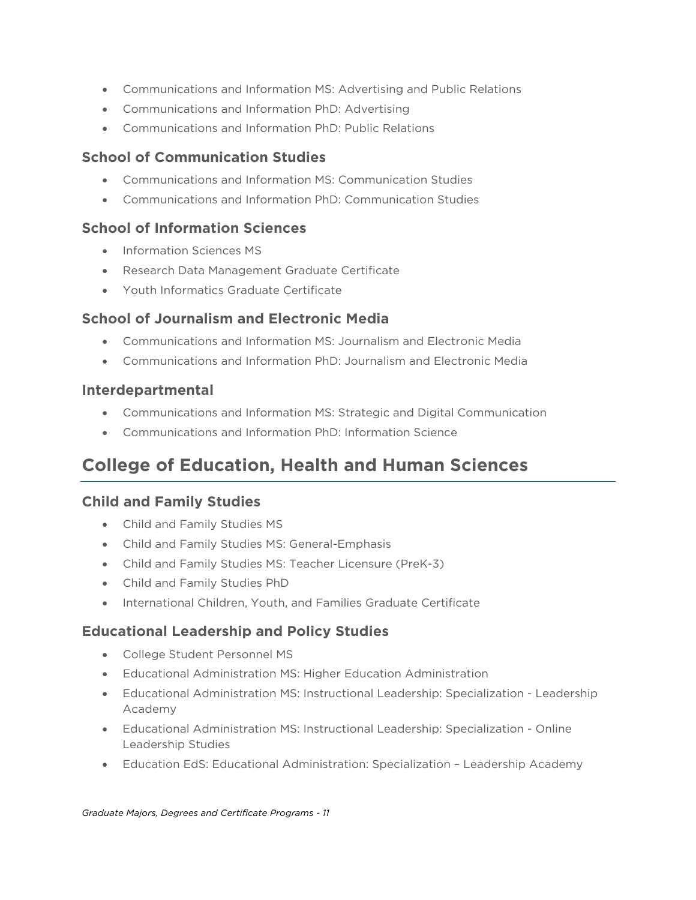- Communications and Information MS: Advertising and Public Relations
- Communications and Information PhD: Advertising
- Communications and Information PhD: Public Relations

### School of Communication Studies

- Communications and Information MS: Communication Studies
- Communications and Information PhD: Communication Studies

### School of Information Sciences

- Information Sciences MS
- Research Data Management Graduate Certificate
- Youth Informatics Graduate Certificate

### School of Journalism and Electronic Media

- Communications and Information MS: Journalism and Electronic Media
- Communications and Information PhD: Journalism and Electronic Media

### Interdepartmental

- Communications and Information MS: Strategic and Digital Communication
- Communications and Information PhD: Information Science

## College of Education, Health and Human Sciences

### Child and Family Studies

- Child and Family Studies MS
- Child and Family Studies MS: General-Emphasis
- Child and Family Studies MS: Teacher Licensure (PreK-3)
- Child and Family Studies PhD
- International Children, Youth, and Families Graduate Certificate

### Educational Leadership and Policy Studies

- College Student Personnel MS
- Educational Administration MS: Higher Education Administration
- Educational Administration MS: Instructional Leadership: Specialization - Leadership Academy
- Educational Administration MS: Instructional Leadership: Specialization - Online Leadership Studies
- Education EdS: Educational Administration: Specialization – Leadership Academy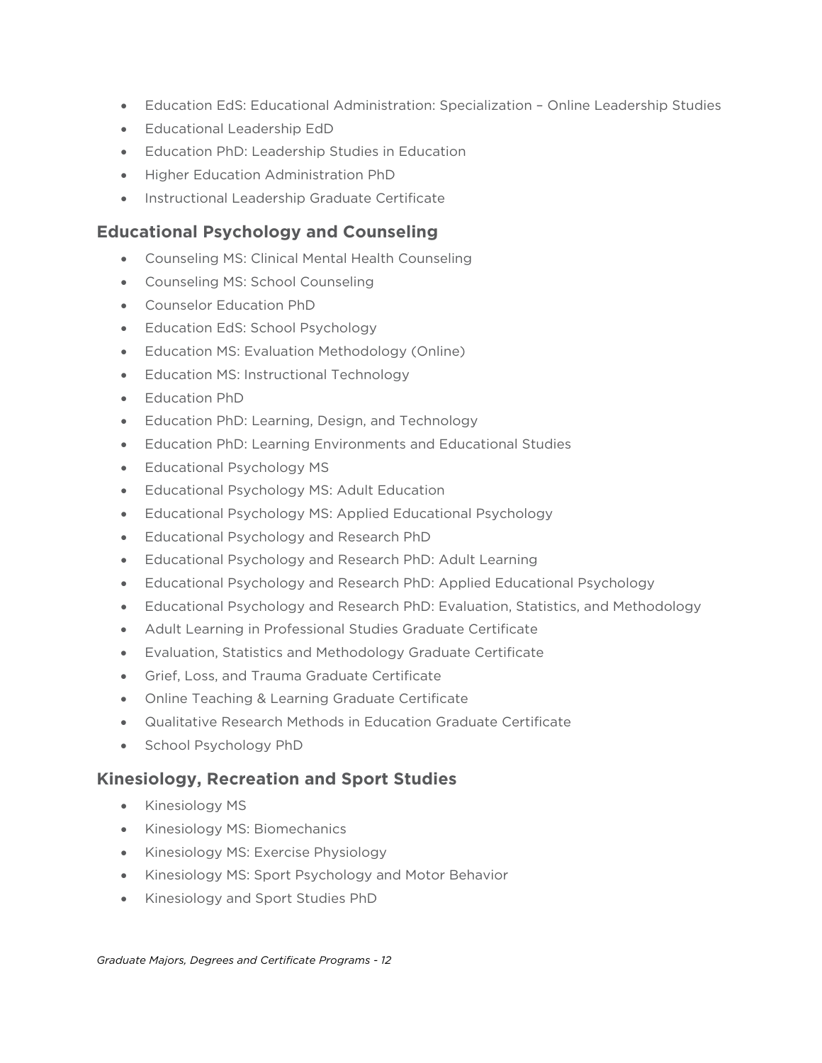- Education EdS: Educational Administration: Specialization – Online Leadership Studies
- Educational Leadership EdD
- Education PhD: Leadership Studies in Education
- Higher Education Administration PhD
- Instructional Leadership Graduate Certificate

## Educational Psychology and Counseling

- Counseling MS: Clinical Mental Health Counseling
- Counseling MS: School Counseling
- Counselor Education PhD
- Education EdS: School Psychology
- Education MS: Evaluation Methodology (Online)
- Education MS: Instructional Technology
- Education PhD
- Education PhD: Learning, Design, and Technology
- Education PhD: Learning Environments and Educational Studies
- Educational Psychology MS
- Educational Psychology MS: Adult Education
- Educational Psychology MS: Applied Educational Psychology
- Educational Psychology and Research PhD
- Educational Psychology and Research PhD: Adult Learning
- Educational Psychology and Research PhD: Applied Educational Psychology
- Educational Psychology and Research PhD: Evaluation, Statistics, and Methodology
- Adult Learning in Professional Studies Graduate Certificate
- Evaluation, Statistics and Methodology Graduate Certificate
- Grief, Loss, and Trauma Graduate Certificate
- Online Teaching & Learning Graduate Certificate
- Qualitative Research Methods in Education Graduate Certificate
- School Psychology PhD

## Kinesiology, Recreation and Sport Studies

- Kinesiology MS
- Kinesiology MS: Biomechanics
- Kinesiology MS: Exercise Physiology
- Kinesiology MS: Sport Psychology and Motor Behavior
- Kinesiology and Sport Studies PhD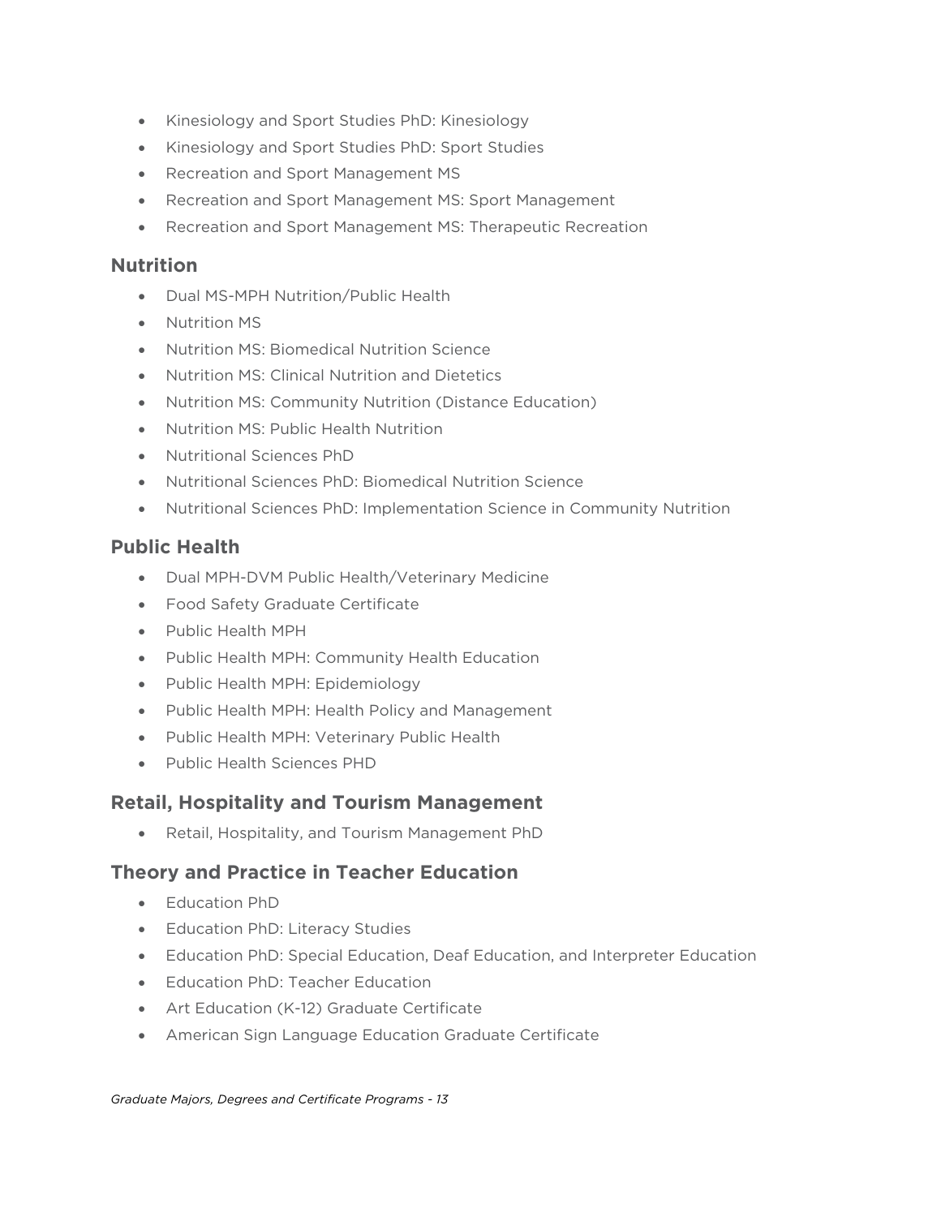- Kinesiology and Sport Studies PhD: Kinesiology
- Kinesiology and Sport Studies PhD: Sport Studies
- Recreation and Sport Management MS
- Recreation and Sport Management MS: Sport Management
- Recreation and Sport Management MS: Therapeutic Recreation

## Nutrition

- Dual MS-MPH Nutrition/Public Health
- Nutrition MS
- Nutrition MS: Biomedical Nutrition Science
- Nutrition MS: Clinical Nutrition and Dietetics
- Nutrition MS: Community Nutrition (Distance Education)
- Nutrition MS: Public Health Nutrition
- Nutritional Sciences PhD
- Nutritional Sciences PhD: Biomedical Nutrition Science
- Nutritional Sciences PhD: Implementation Science in Community Nutrition

## Public Health

- Dual MPH-DVM Public Health/Veterinary Medicine
- Food Safety Graduate Certificate
- Public Health MPH
- Public Health MPH: Community Health Education
- Public Health MPH: Epidemiology
- Public Health MPH: Health Policy and Management
- Public Health MPH: Veterinary Public Health
- Public Health Sciences PHD

## Retail, Hospitality and Tourism Management

- Retail, Hospitality, and Tourism Management PhD

## Theory and Practice in Teacher Education

- Education PhD
- Education PhD: Literacy Studies
- Education PhD: Special Education, Deaf Education, and Interpreter Education
- Education PhD: Teacher Education
- Art Education (K-12) Graduate Certificate
- American Sign Language Education Graduate Certificate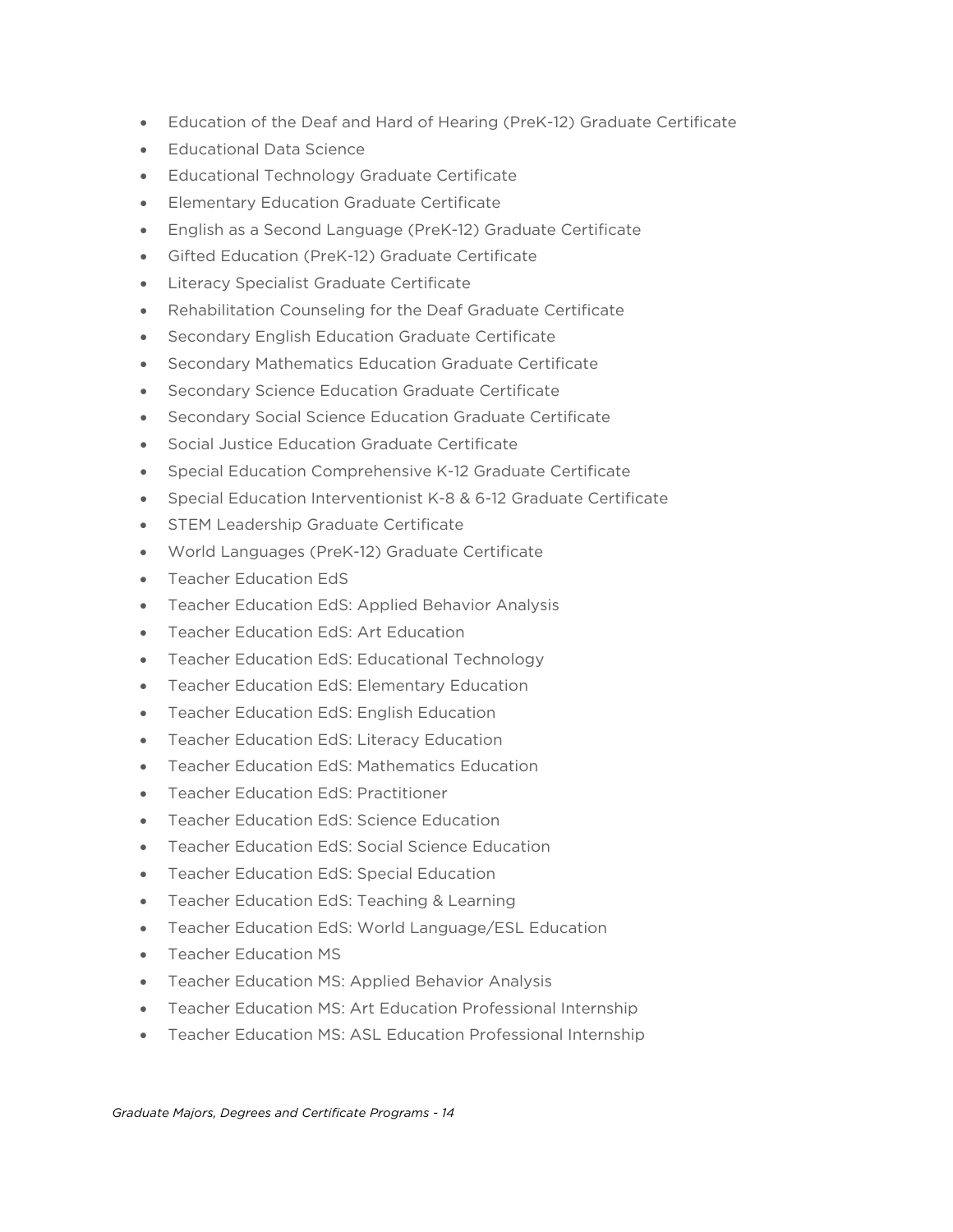- Education of the Deaf and Hard of Hearing (PreK-12) Graduate Certificate
- Educational Data Science
- Educational Technology Graduate Certificate
- Elementary Education Graduate Certificate
- English as a Second Language (PreK-12) Graduate Certificate
- Gifted Education (PreK-12) Graduate Certificate
- Literacy Specialist Graduate Certificate
- Rehabilitation Counseling for the Deaf Graduate Certificate
- Secondary English Education Graduate Certificate
- Secondary Mathematics Education Graduate Certificate
- Secondary Science Education Graduate Certificate
- Secondary Social Science Education Graduate Certificate
- Social Justice Education Graduate Certificate
- Special Education Comprehensive K-12 Graduate Certificate
- Special Education Interventionist K-8 & 6-12 Graduate Certificate
- STEM Leadership Graduate Certificate
- World Languages (PreK-12) Graduate Certificate
- Teacher Education EdS
- Teacher Education EdS: Applied Behavior Analysis
- Teacher Education EdS: Art Education
- Teacher Education EdS: Educational Technology
- Teacher Education EdS: Elementary Education
- Teacher Education EdS: English Education
- Teacher Education EdS: Literacy Education
- Teacher Education EdS: Mathematics Education
- Teacher Education EdS: Practitioner
- Teacher Education EdS: Science Education
- Teacher Education EdS: Social Science Education
- Teacher Education EdS: Special Education
- Teacher Education EdS: Teaching & Learning
- Teacher Education EdS: World Language/ESL Education
- Teacher Education MS
- Teacher Education MS: Applied Behavior Analysis
- Teacher Education MS: Art Education Professional Internship
- Teacher Education MS: ASL Education Professional Internship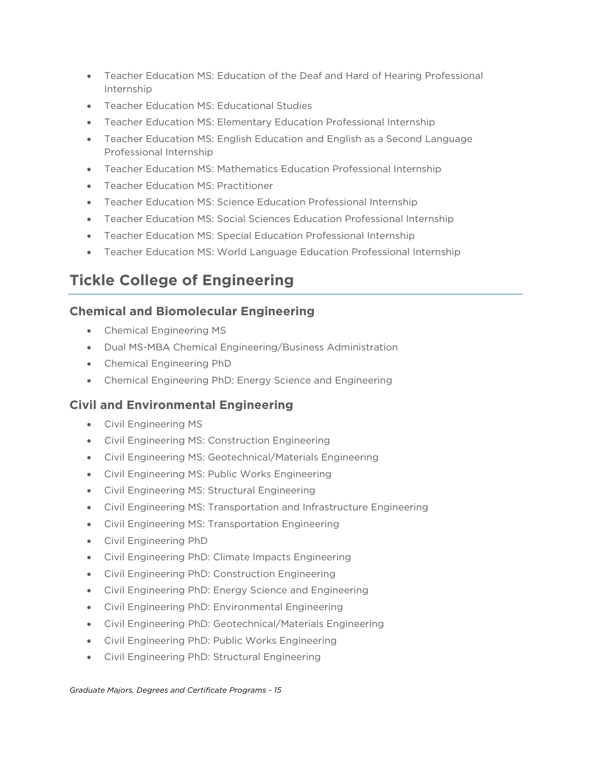- Teacher Education MS: Education of the Deaf and Hard of Hearing Professional Internship
- Teacher Education MS: Educational Studies
- Teacher Education MS: Elementary Education Professional Internship
- Teacher Education MS: English Education and English as a Second Language Professional Internship
- Teacher Education MS: Mathematics Education Professional Internship
- Teacher Education MS: Practitioner
- Teacher Education MS: Science Education Professional Internship
- Teacher Education MS: Social Sciences Education Professional Internship
- Teacher Education MS: Special Education Professional Internship
- Teacher Education MS: World Language Education Professional Internship

## Tickle College of Engineering

### Chemical and Biomolecular Engineering

- Chemical Engineering MS
- Dual MS-MBA Chemical Engineering/Business Administration
- Chemical Engineering PhD
- Chemical Engineering PhD: Energy Science and Engineering

### Civil and Environmental Engineering

- Civil Engineering MS
- Civil Engineering MS: Construction Engineering
- Civil Engineering MS: Geotechnical/Materials Engineering
- Civil Engineering MS: Public Works Engineering
- Civil Engineering MS: Structural Engineering
- Civil Engineering MS: Transportation and Infrastructure Engineering
- Civil Engineering MS: Transportation Engineering
- Civil Engineering PhD
- Civil Engineering PhD: Climate Impacts Engineering
- Civil Engineering PhD: Construction Engineering
- Civil Engineering PhD: Energy Science and Engineering
- Civil Engineering PhD: Environmental Engineering
- Civil Engineering PhD: Geotechnical/Materials Engineering
- Civil Engineering PhD: Public Works Engineering
- Civil Engineering PhD: Structural Engineering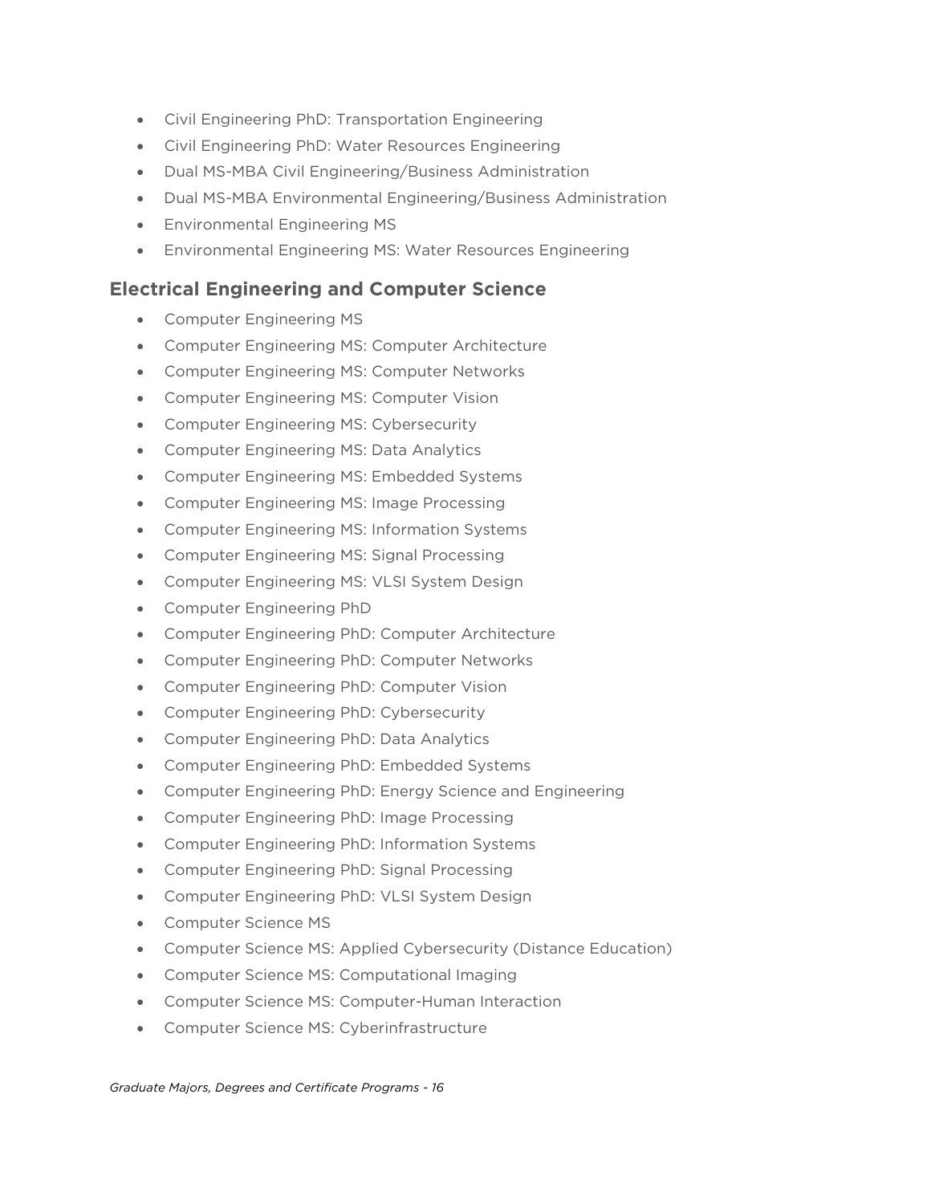- Civil Engineering PhD: Transportation Engineering
- Civil Engineering PhD: Water Resources Engineering
- Dual MS-MBA Civil Engineering/Business Administration
- Dual MS-MBA Environmental Engineering/Business Administration
- Environmental Engineering MS
- Environmental Engineering MS: Water Resources Engineering

### Electrical Engineering and Computer Science

- Computer Engineering MS
- Computer Engineering MS: Computer Architecture
- Computer Engineering MS: Computer Networks
- Computer Engineering MS: Computer Vision
- Computer Engineering MS: Cybersecurity
- Computer Engineering MS: Data Analytics
- Computer Engineering MS: Embedded Systems
- Computer Engineering MS: Image Processing
- Computer Engineering MS: Information Systems
- Computer Engineering MS: Signal Processing
- Computer Engineering MS: VLSI System Design
- Computer Engineering PhD
- Computer Engineering PhD: Computer Architecture
- Computer Engineering PhD: Computer Networks
- Computer Engineering PhD: Computer Vision
- Computer Engineering PhD: Cybersecurity
- Computer Engineering PhD: Data Analytics
- Computer Engineering PhD: Embedded Systems
- Computer Engineering PhD: Energy Science and Engineering
- Computer Engineering PhD: Image Processing
- Computer Engineering PhD: Information Systems
- Computer Engineering PhD: Signal Processing
- Computer Engineering PhD: VLSI System Design
- Computer Science MS
- Computer Science MS: Applied Cybersecurity (Distance Education)
- Computer Science MS: Computational Imaging
- Computer Science MS: Computer-Human Interaction
- Computer Science MS: Cyberinfrastructure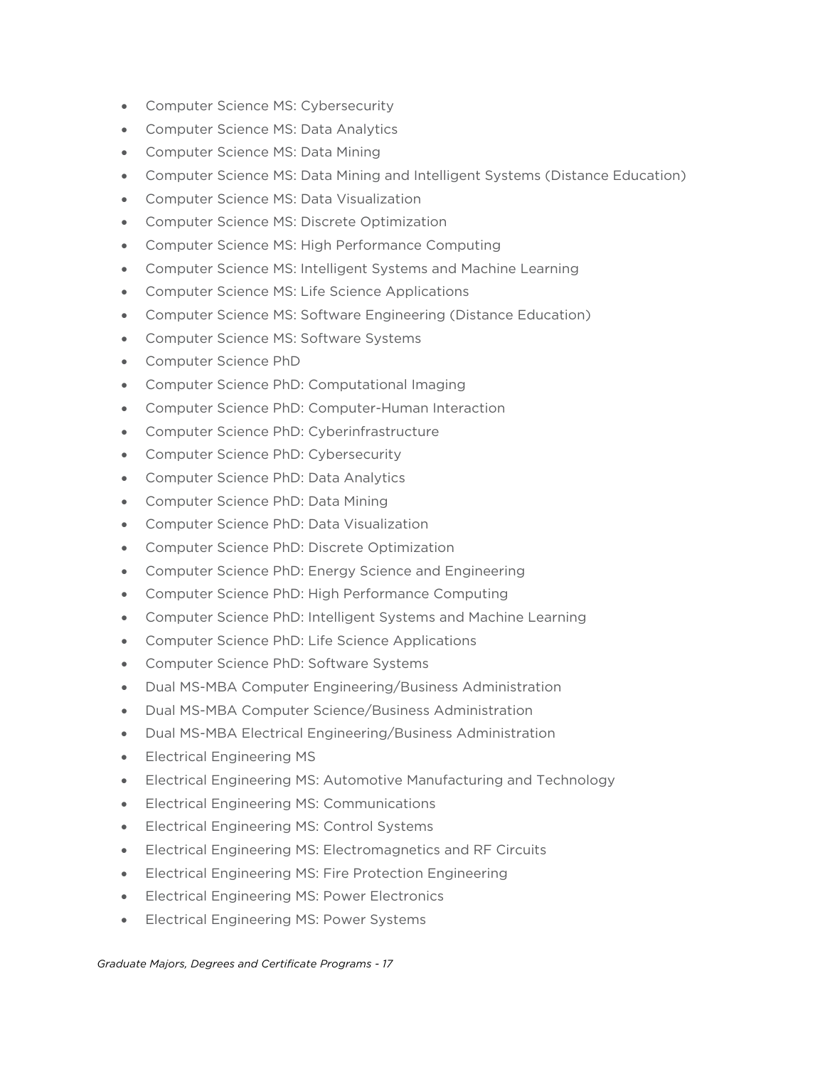- Computer Science MS: Cybersecurity
- Computer Science MS: Data Analytics
- Computer Science MS: Data Mining
- Computer Science MS: Data Mining and Intelligent Systems (Distance Education)
- Computer Science MS: Data Visualization
- Computer Science MS: Discrete Optimization
- Computer Science MS: High Performance Computing
- Computer Science MS: Intelligent Systems and Machine Learning
- Computer Science MS: Life Science Applications
- Computer Science MS: Software Engineering (Distance Education)
- Computer Science MS: Software Systems
- Computer Science PhD
- Computer Science PhD: Computational Imaging
- Computer Science PhD: Computer-Human Interaction
- Computer Science PhD: Cyberinfrastructure
- Computer Science PhD: Cybersecurity
- Computer Science PhD: Data Analytics
- Computer Science PhD: Data Mining
- Computer Science PhD: Data Visualization
- Computer Science PhD: Discrete Optimization
- Computer Science PhD: Energy Science and Engineering
- Computer Science PhD: High Performance Computing
- Computer Science PhD: Intelligent Systems and Machine Learning
- Computer Science PhD: Life Science Applications
- Computer Science PhD: Software Systems
- Dual MS-MBA Computer Engineering/Business Administration
- Dual MS-MBA Computer Science/Business Administration
- Dual MS-MBA Electrical Engineering/Business Administration
- Electrical Engineering MS
- Electrical Engineering MS: Automotive Manufacturing and Technology
- Electrical Engineering MS: Communications
- Electrical Engineering MS: Control Systems
- Electrical Engineering MS: Electromagnetics and RF Circuits
- Electrical Engineering MS: Fire Protection Engineering
- Electrical Engineering MS: Power Electronics
- Electrical Engineering MS: Power Systems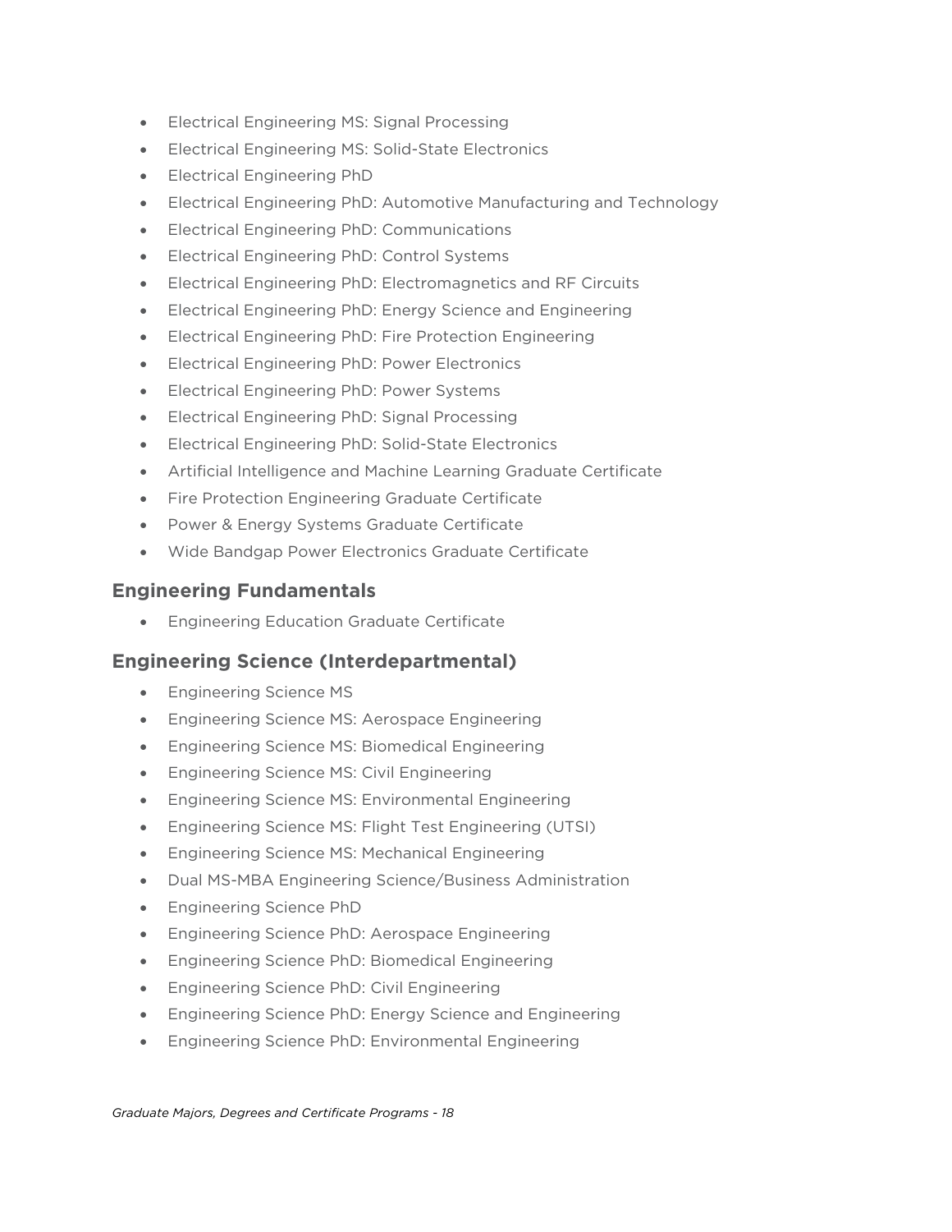- Electrical Engineering MS: Signal Processing
- Electrical Engineering MS: Solid-State Electronics
- Electrical Engineering PhD
- Electrical Engineering PhD: Automotive Manufacturing and Technology
- Electrical Engineering PhD: Communications
- Electrical Engineering PhD: Control Systems
- Electrical Engineering PhD: Electromagnetics and RF Circuits
- Electrical Engineering PhD: Energy Science and Engineering
- Electrical Engineering PhD: Fire Protection Engineering
- Electrical Engineering PhD: Power Electronics
- Electrical Engineering PhD: Power Systems
- Electrical Engineering PhD: Signal Processing
- Electrical Engineering PhD: Solid-State Electronics
- Artificial Intelligence and Machine Learning Graduate Certificate
- Fire Protection Engineering Graduate Certificate
- Power & Energy Systems Graduate Certificate
- Wide Bandgap Power Electronics Graduate Certificate

## Engineering Fundamentals

- Engineering Education Graduate Certificate

## Engineering Science (Interdepartmental)

- Engineering Science MS
- Engineering Science MS: Aerospace Engineering
- Engineering Science MS: Biomedical Engineering
- Engineering Science MS: Civil Engineering
- Engineering Science MS: Environmental Engineering
- Engineering Science MS: Flight Test Engineering (UTSI)
- Engineering Science MS: Mechanical Engineering
- Dual MS-MBA Engineering Science/Business Administration
- Engineering Science PhD
- Engineering Science PhD: Aerospace Engineering
- Engineering Science PhD: Biomedical Engineering
- Engineering Science PhD: Civil Engineering
- Engineering Science PhD: Energy Science and Engineering
- Engineering Science PhD: Environmental Engineering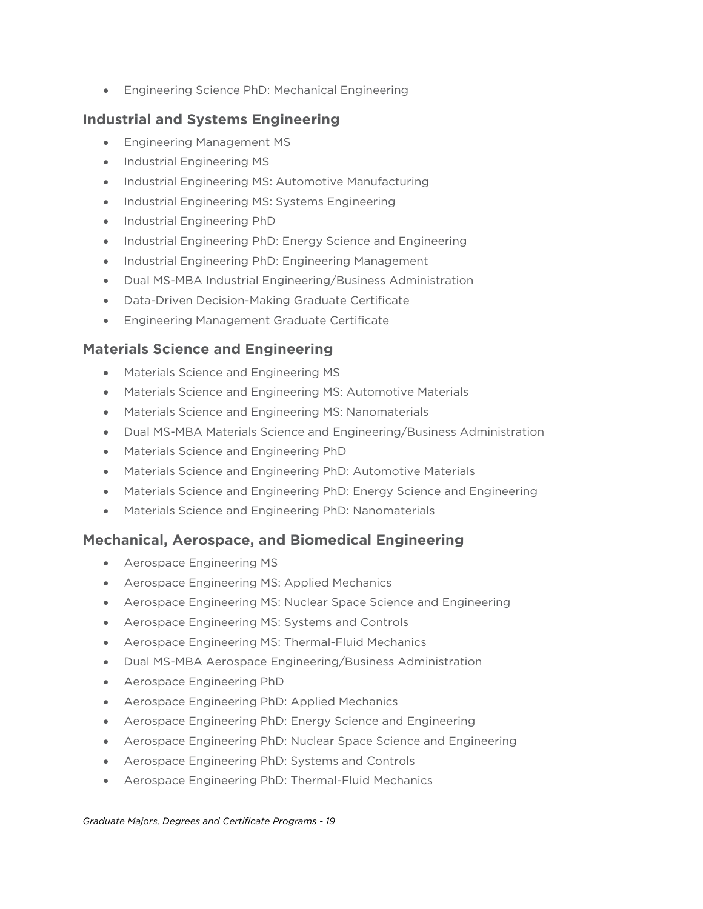- Engineering Science PhD: Mechanical Engineering

## Industrial and Systems Engineering

- Engineering Management MS
- Industrial Engineering MS
- Industrial Engineering MS: Automotive Manufacturing
- Industrial Engineering MS: Systems Engineering
- Industrial Engineering PhD
- Industrial Engineering PhD: Energy Science and Engineering
- Industrial Engineering PhD: Engineering Management
- Dual MS-MBA Industrial Engineering/Business Administration
- Data-Driven Decision-Making Graduate Certificate
- Engineering Management Graduate Certificate

## Materials Science and Engineering

- Materials Science and Engineering MS
- Materials Science and Engineering MS: Automotive Materials
- Materials Science and Engineering MS: Nanomaterials
- Dual MS-MBA Materials Science and Engineering/Business Administration
- Materials Science and Engineering PhD
- Materials Science and Engineering PhD: Automotive Materials
- Materials Science and Engineering PhD: Energy Science and Engineering
- Materials Science and Engineering PhD: Nanomaterials

## Mechanical, Aerospace, and Biomedical Engineering

- Aerospace Engineering MS
- Aerospace Engineering MS: Applied Mechanics
- Aerospace Engineering MS: Nuclear Space Science and Engineering
- Aerospace Engineering MS: Systems and Controls
- Aerospace Engineering MS: Thermal-Fluid Mechanics
- Dual MS-MBA Aerospace Engineering/Business Administration
- Aerospace Engineering PhD
- Aerospace Engineering PhD: Applied Mechanics
- Aerospace Engineering PhD: Energy Science and Engineering
- Aerospace Engineering PhD: Nuclear Space Science and Engineering
- Aerospace Engineering PhD: Systems and Controls
- Aerospace Engineering PhD: Thermal-Fluid Mechanics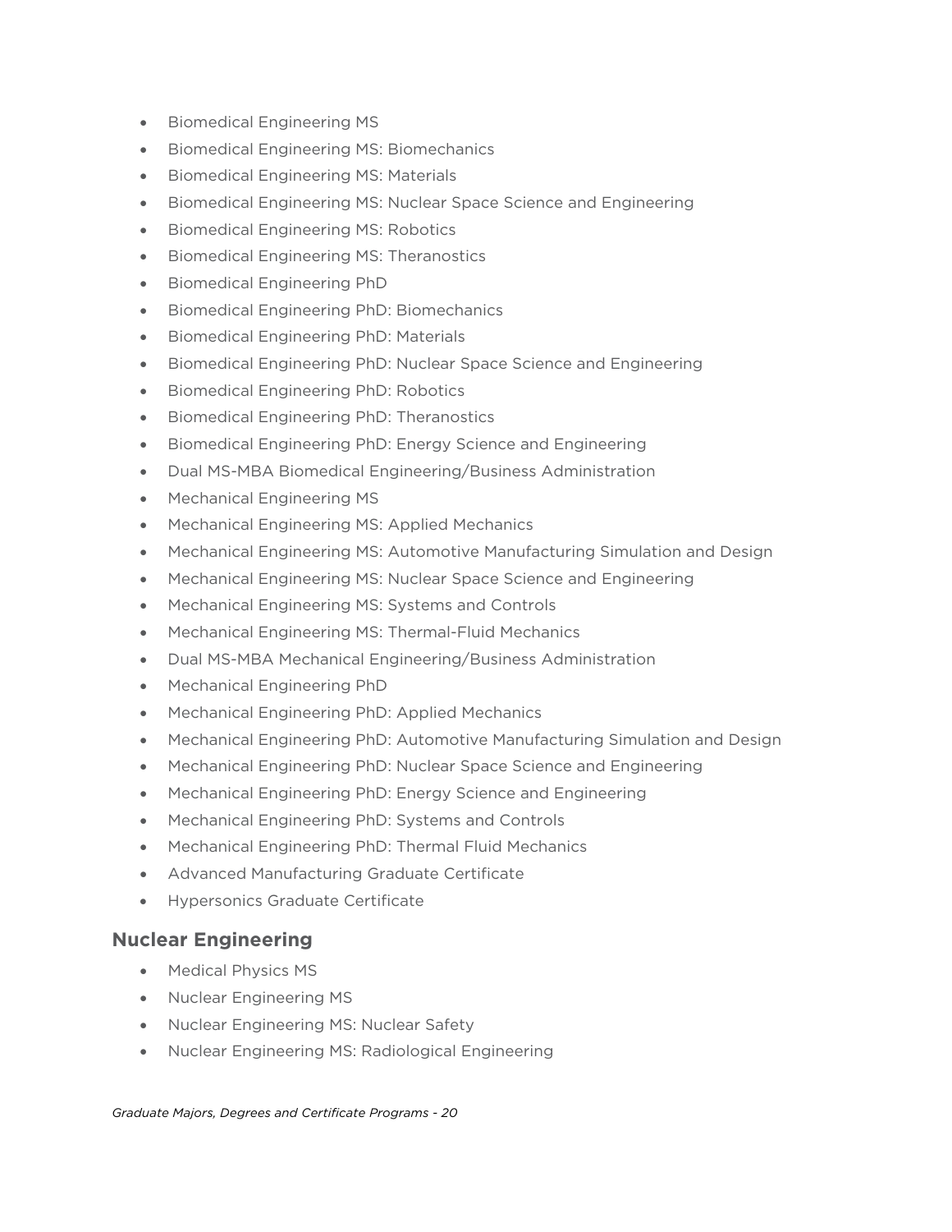- Biomedical Engineering MS
- Biomedical Engineering MS: Biomechanics
- Biomedical Engineering MS: Materials
- Biomedical Engineering MS: Nuclear Space Science and Engineering
- Biomedical Engineering MS: Robotics
- Biomedical Engineering MS: Theranostics
- Biomedical Engineering PhD
- Biomedical Engineering PhD: Biomechanics
- Biomedical Engineering PhD: Materials
- Biomedical Engineering PhD: Nuclear Space Science and Engineering
- Biomedical Engineering PhD: Robotics
- Biomedical Engineering PhD: Theranostics
- Biomedical Engineering PhD: Energy Science and Engineering
- Dual MS-MBA Biomedical Engineering/Business Administration
- Mechanical Engineering MS
- Mechanical Engineering MS: Applied Mechanics
- Mechanical Engineering MS: Automotive Manufacturing Simulation and Design
- Mechanical Engineering MS: Nuclear Space Science and Engineering
- Mechanical Engineering MS: Systems and Controls
- Mechanical Engineering MS: Thermal-Fluid Mechanics
- Dual MS-MBA Mechanical Engineering/Business Administration
- Mechanical Engineering PhD
- Mechanical Engineering PhD: Applied Mechanics
- Mechanical Engineering PhD: Automotive Manufacturing Simulation and Design
- Mechanical Engineering PhD: Nuclear Space Science and Engineering
- Mechanical Engineering PhD: Energy Science and Engineering
- Mechanical Engineering PhD: Systems and Controls
- Mechanical Engineering PhD: Thermal Fluid Mechanics
- Advanced Manufacturing Graduate Certificate
- Hypersonics Graduate Certificate

### Nuclear Engineering

- Medical Physics MS
- Nuclear Engineering MS
- Nuclear Engineering MS: Nuclear Safety
- Nuclear Engineering MS: Radiological Engineering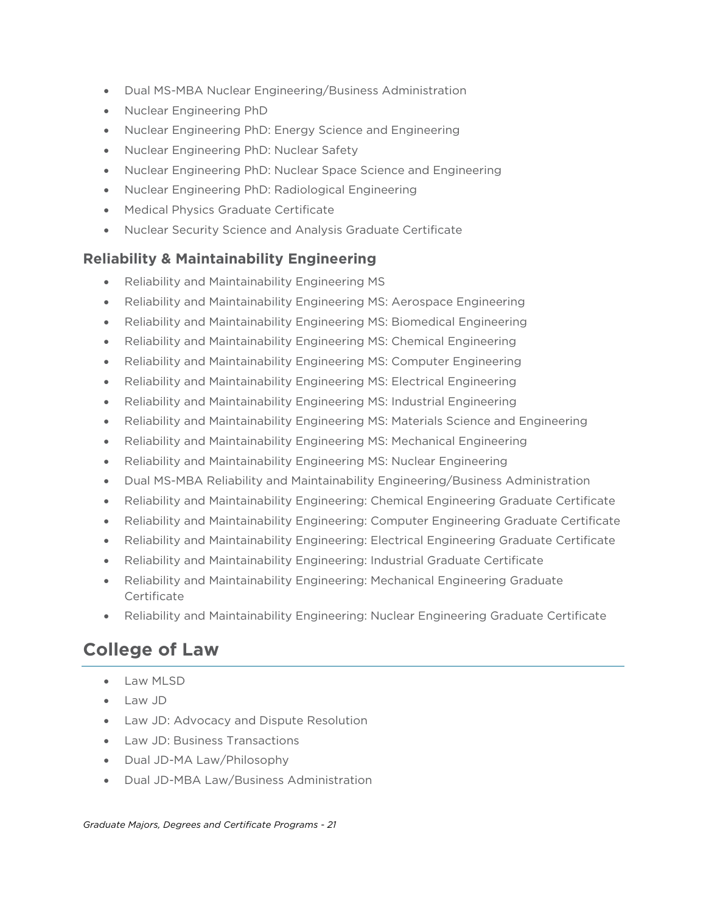- Dual MS-MBA Nuclear Engineering/Business Administration
- Nuclear Engineering PhD
- Nuclear Engineering PhD: Energy Science and Engineering
- Nuclear Engineering PhD: Nuclear Safety
- Nuclear Engineering PhD: Nuclear Space Science and Engineering
- Nuclear Engineering PhD: Radiological Engineering
- Medical Physics Graduate Certificate
- Nuclear Security Science and Analysis Graduate Certificate

### Reliability & Maintainability Engineering

- Reliability and Maintainability Engineering MS
- Reliability and Maintainability Engineering MS: Aerospace Engineering
- Reliability and Maintainability Engineering MS: Biomedical Engineering
- Reliability and Maintainability Engineering MS: Chemical Engineering
- Reliability and Maintainability Engineering MS: Computer Engineering
- Reliability and Maintainability Engineering MS: Electrical Engineering
- Reliability and Maintainability Engineering MS: Industrial Engineering
- Reliability and Maintainability Engineering MS: Materials Science and Engineering
- Reliability and Maintainability Engineering MS: Mechanical Engineering
- Reliability and Maintainability Engineering MS: Nuclear Engineering
- Dual MS-MBA Reliability and Maintainability Engineering/Business Administration
- Reliability and Maintainability Engineering: Chemical Engineering Graduate Certificate
- Reliability and Maintainability Engineering: Computer Engineering Graduate Certificate
- Reliability and Maintainability Engineering: Electrical Engineering Graduate Certificate
- Reliability and Maintainability Engineering: Industrial Graduate Certificate
- Reliability and Maintainability Engineering: Mechanical Engineering Graduate Certificate
- Reliability and Maintainability Engineering: Nuclear Engineering Graduate Certificate

## College of Law

- Law MLSD
- Law JD
- Law JD: Advocacy and Dispute Resolution
- Law JD: Business Transactions
- Dual JD-MA Law/Philosophy
- Dual JD-MBA Law/Business Administration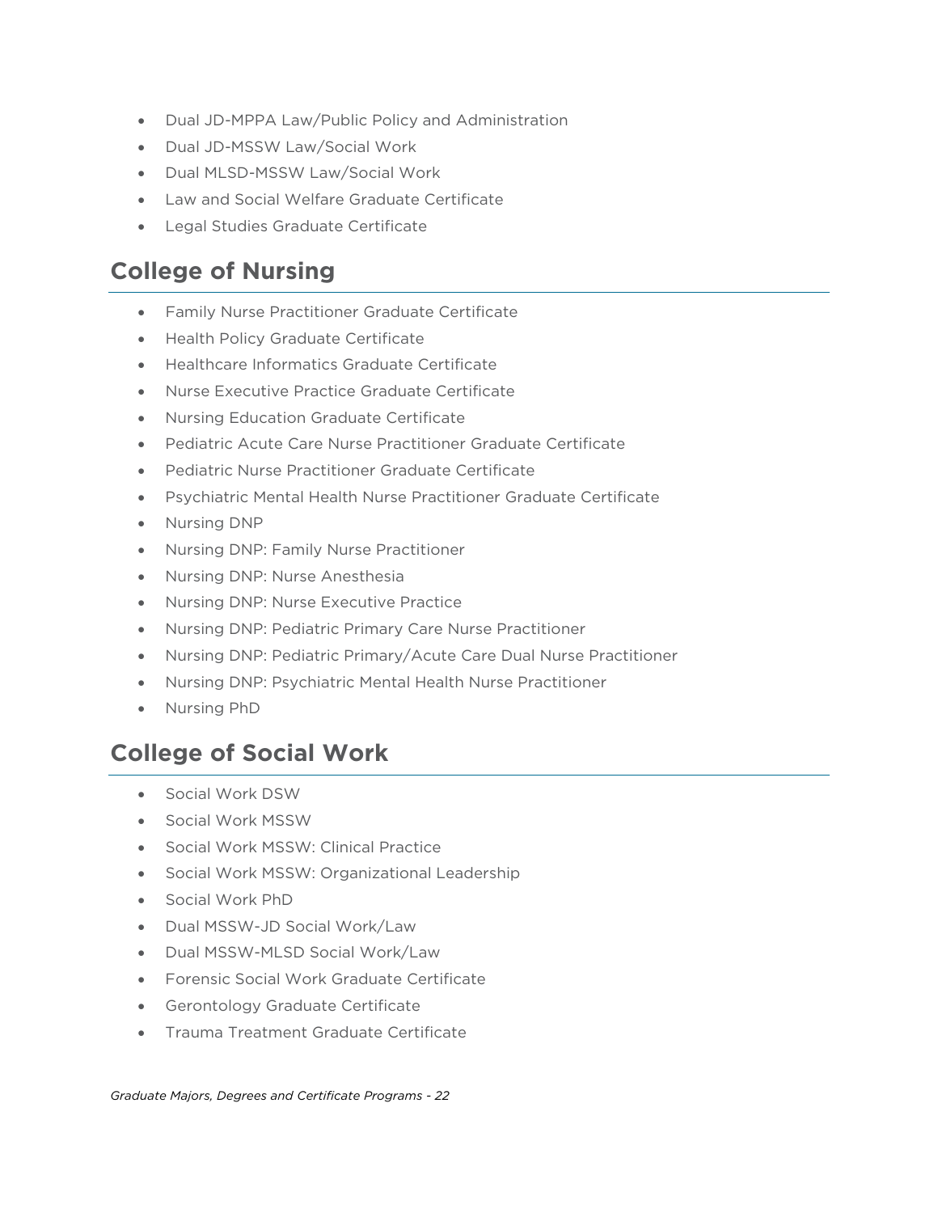- Dual JD-MPPA Law/Public Policy and Administration
- Dual JD-MSSW Law/Social Work
- Dual MLSD-MSSW Law/Social Work
- Law and Social Welfare Graduate Certificate
- Legal Studies Graduate Certificate

## College of Nursing

- Family Nurse Practitioner Graduate Certificate
- Health Policy Graduate Certificate
- Healthcare Informatics Graduate Certificate
- Nurse Executive Practice Graduate Certificate
- Nursing Education Graduate Certificate
- Pediatric Acute Care Nurse Practitioner Graduate Certificate
- Pediatric Nurse Practitioner Graduate Certificate
- Psychiatric Mental Health Nurse Practitioner Graduate Certificate
- Nursing DNP
- Nursing DNP: Family Nurse Practitioner
- Nursing DNP: Nurse Anesthesia
- Nursing DNP: Nurse Executive Practice
- Nursing DNP: Pediatric Primary Care Nurse Practitioner
- Nursing DNP: Pediatric Primary/Acute Care Dual Nurse Practitioner
- Nursing DNP: Psychiatric Mental Health Nurse Practitioner
- Nursing PhD

## College of Social Work

- Social Work DSW
- Social Work MSSW
- Social Work MSSW: Clinical Practice
- Social Work MSSW: Organizational Leadership
- Social Work PhD
- Dual MSSW-JD Social Work/Law
- Dual MSSW-MLSD Social Work/Law
- Forensic Social Work Graduate Certificate
- Gerontology Graduate Certificate
- Trauma Treatment Graduate Certificate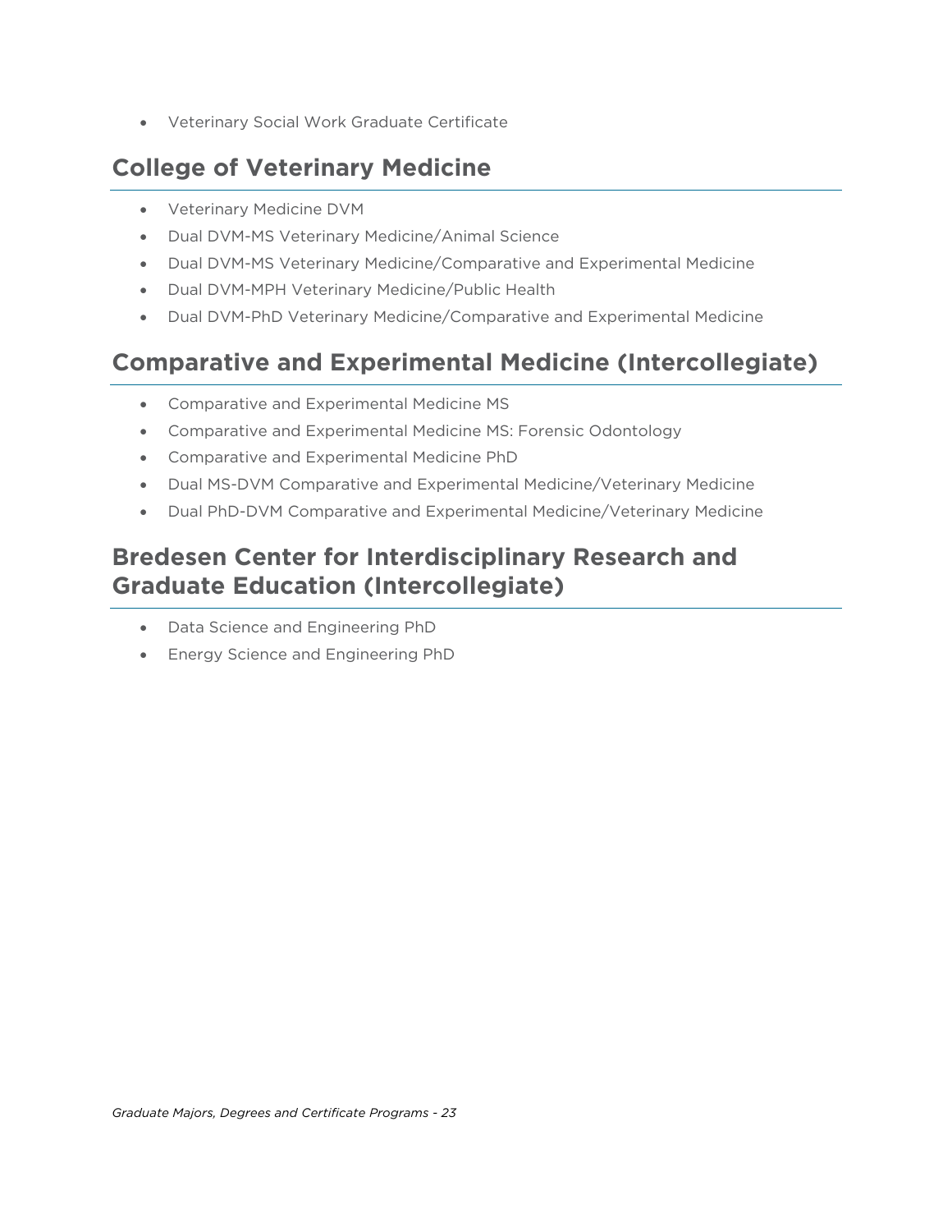- Veterinary Social Work Graduate Certificate

## College of Veterinary Medicine

- Veterinary Medicine DVM
- Dual DVM-MS Veterinary Medicine/Animal Science
- Dual DVM-MS Veterinary Medicine/Comparative and Experimental Medicine
- Dual DVM-MPH Veterinary Medicine/Public Health
- Dual DVM-PhD Veterinary Medicine/Comparative and Experimental Medicine

## Comparative and Experimental Medicine (Intercollegiate)

- Comparative and Experimental Medicine MS
- Comparative and Experimental Medicine MS: Forensic Odontology
- Comparative and Experimental Medicine PhD
- Dual MS-DVM Comparative and Experimental Medicine/Veterinary Medicine
- Dual PhD-DVM Comparative and Experimental Medicine/Veterinary Medicine

## Bredesen Center for Interdisciplinary Research and Graduate Education (Intercollegiate)

- Data Science and Engineering PhD
- Energy Science and Engineering PhD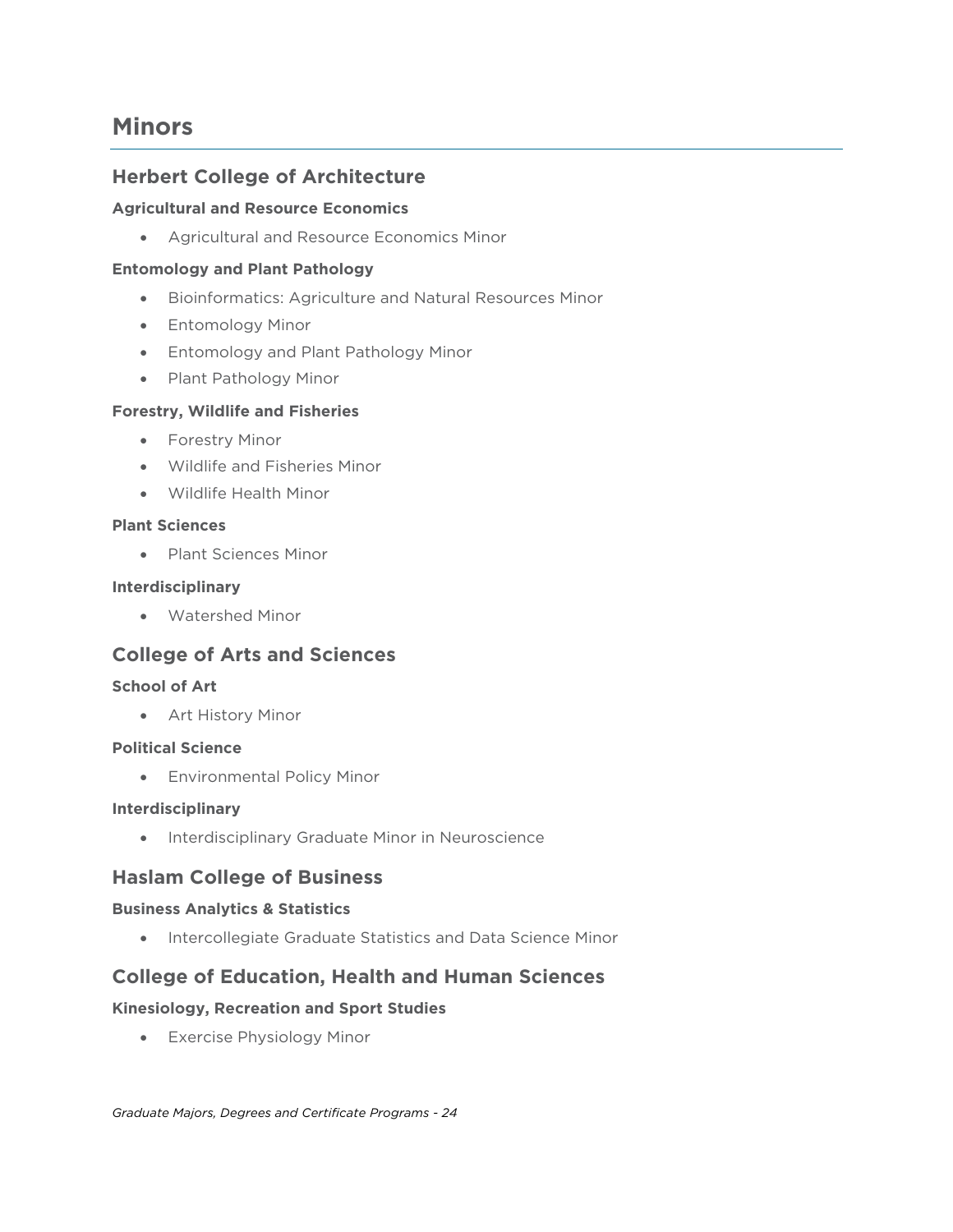# Minors

## Herbert College of Architecture

### Agricultural and Resource Economics

- Agricultural and Resource Economics Minor

### Entomology and Plant Pathology

- Bioinformatics: Agriculture and Natural Resources Minor
- Entomology Minor
- Entomology and Plant Pathology Minor
- Plant Pathology Minor

### Forestry, Wildlife and Fisheries

- Forestry Minor
- Wildlife and Fisheries Minor
- Wildlife Health Minor

### Plant Sciences

- Plant Sciences Minor

### Interdisciplinary

- Watershed Minor

## College of Arts and Sciences

### School of Art

- Art History Minor

### Political Science

- Environmental Policy Minor

### Interdisciplinary

- Interdisciplinary Graduate Minor in Neuroscience

## Haslam College of Business

### Business Analytics & Statistics

- Intercollegiate Graduate Statistics and Data Science Minor

## College of Education, Health and Human Sciences

### Kinesiology, Recreation and Sport Studies

- Exercise Physiology Minor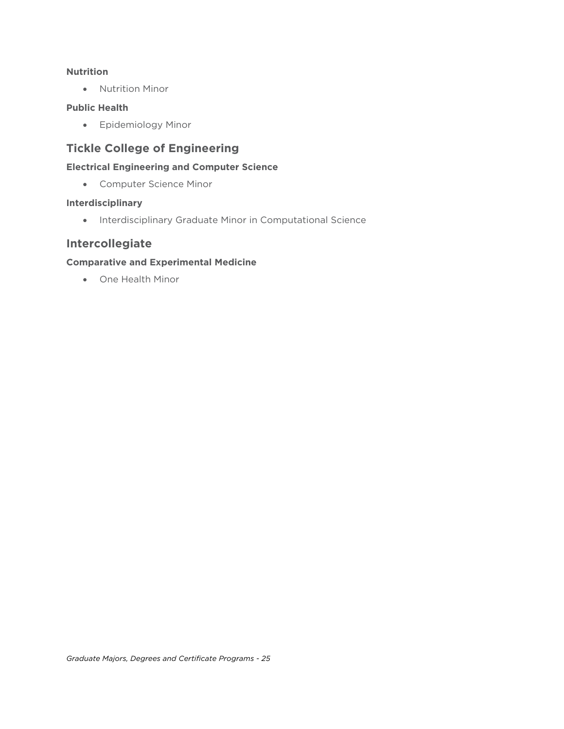### Nutrition

- Nutrition Minor

### Public Health

- Epidemiology Minor

## Tickle College of Engineering

### Electrical Engineering and Computer Science

- Computer Science Minor

### Interdisciplinary

- Interdisciplinary Graduate Minor in Computational Science

## Intercollegiate

### Comparative and Experimental Medicine

- One Health Minor